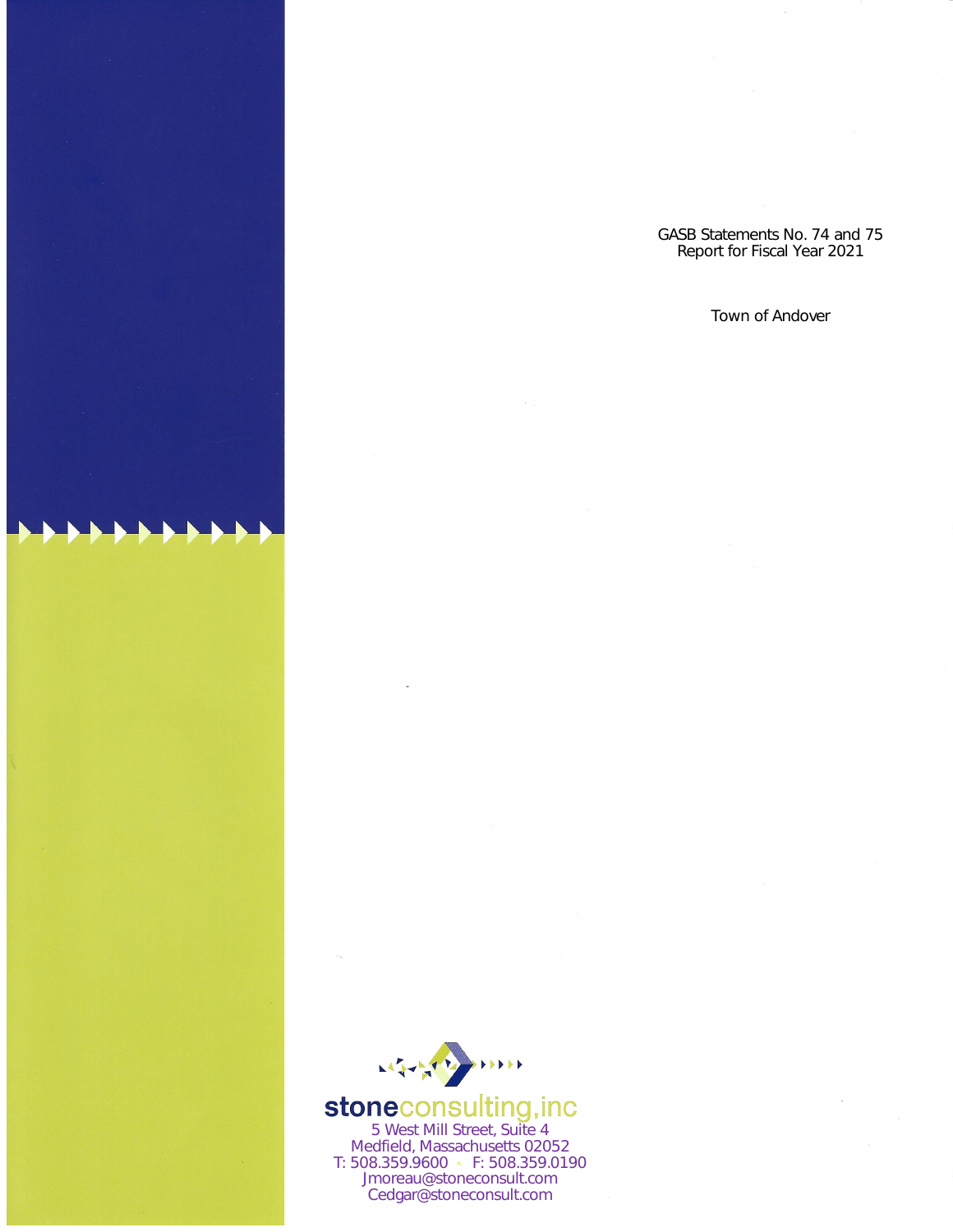GASB Statements No. 74 and 75
Report for Fiscal Year 2021

Town of Andover

stoneconsulting,inc
5 West Mill Street, Suite 4
Medfield, Massachusetts 02052
T: 508.359.9600 F: 508.359.0190
Jmoreau@stoneconsult.com
Cedgar@stoneconsult.com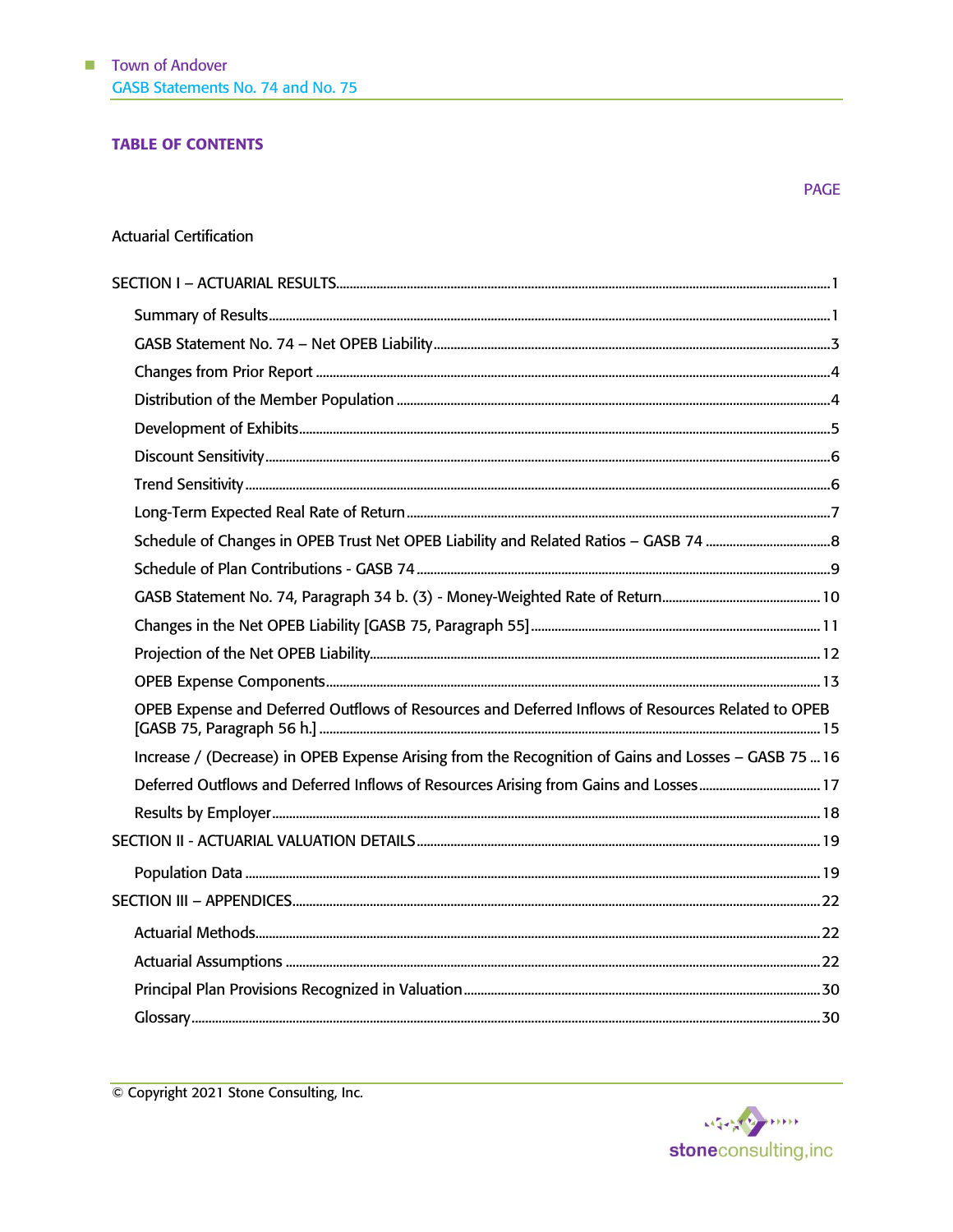## TABLE OF CONTENTS

| | PAGE |
|---|---|
| Actuarial Certification | |
| SECTION I – ACTUARIAL RESULTS | 1 |
| Summary of Results | 1 |
| GASB Statement No. 74 – Net OPEB Liability | 3 |
| Changes from Prior Report | 4 |
| Distribution of the Member Population | 4 |
| Development of Exhibits | 5 |
| Discount Sensitivity | 6 |
| Trend Sensitivity | 6 |
| Long-Term Expected Real Rate of Return | 7 |
| Schedule of Changes in OPEB Trust Net OPEB Liability and Related Ratios – GASB 74 | 8 |
| Schedule of Plan Contributions - GASB 74 | 9 |
| GASB Statement No. 74, Paragraph 34 b. (3) - Money-Weighted Rate of Return | 10 |
| Changes in the Net OPEB Liability [GASB 75, Paragraph 55] | 11 |
| Projection of the Net OPEB Liability | 12 |
| OPEB Expense Components | 13 |
| OPEB Expense and Deferred Outflows of Resources and Deferred Inflows of Resources Related to OPEB [GASB 75, Paragraph 56 h.] | 15 |
| Increase / (Decrease) in OPEB Expense Arising from the Recognition of Gains and Losses – GASB 75 | 16 |
| Deferred Outflows and Deferred Inflows of Resources Arising from Gains and Losses | 17 |
| Results by Employer | 18 |
| SECTION II - ACTUARIAL VALUATION DETAILS | 19 |
| Population Data | 19 |
| SECTION III – APPENDICES | 22 |
| Actuarial Methods | 22 |
| Actuarial Assumptions | 22 |
| Principal Plan Provisions Recognized in Valuation | 30 |
| Glossary | 30 |

© Copyright 2021 Stone Consulting, Inc.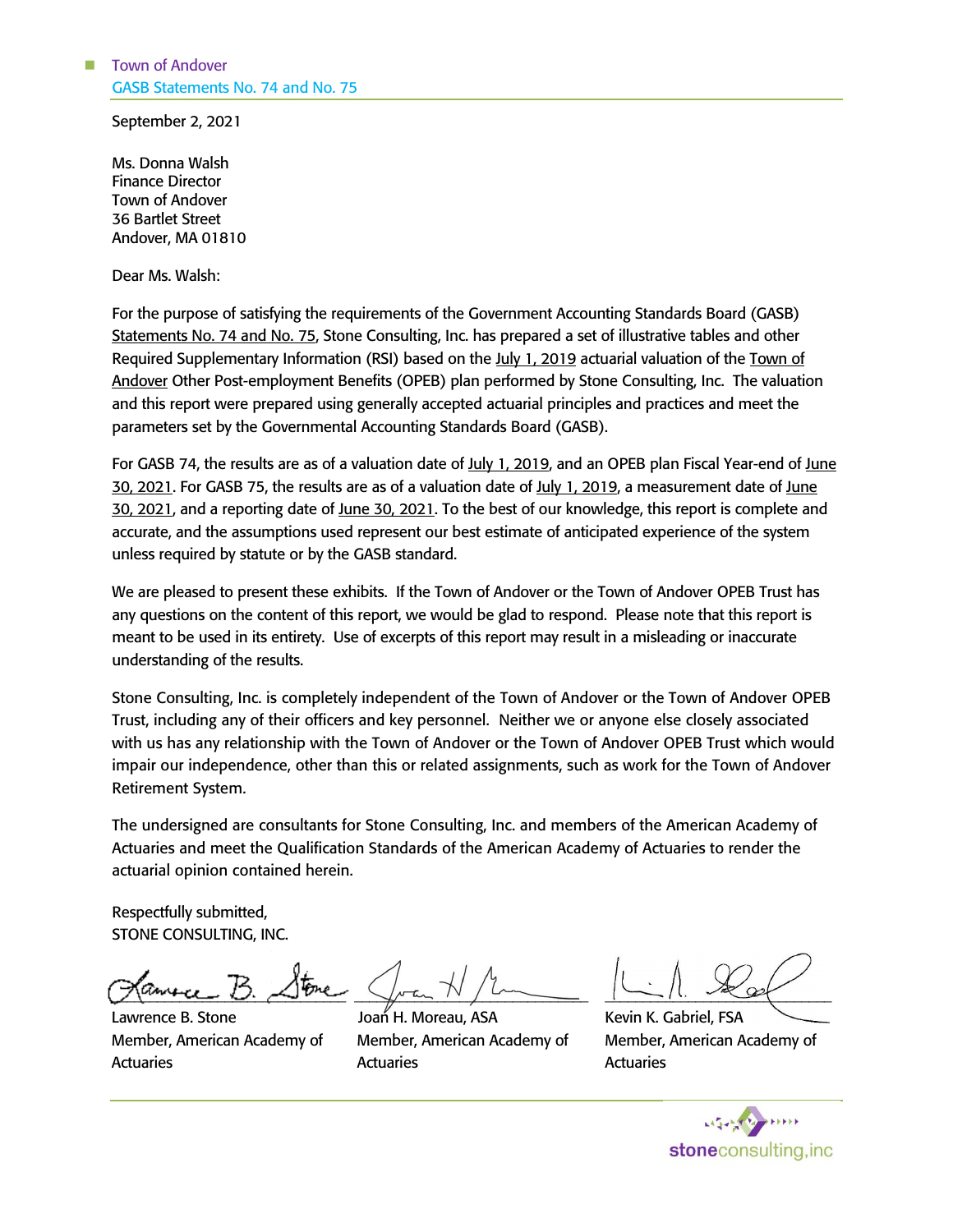September 2, 2021

Ms. Donna Walsh
Finance Director
Town of Andover
36 Bartlet Street
Andover, MA 01810

Dear Ms. Walsh:

For the purpose of satisfying the requirements of the Government Accounting Standards Board (GASB) Statements No. 74 and No. 75, Stone Consulting, Inc. has prepared a set of illustrative tables and other Required Supplementary Information (RSI) based on the July 1, 2019 actuarial valuation of the Town of Andover Other Post-employment Benefits (OPEB) plan performed by Stone Consulting, Inc. The valuation and this report were prepared using generally accepted actuarial principles and practices and meet the parameters set by the Governmental Accounting Standards Board (GASB).

For GASB 74, the results are as of a valuation date of July 1, 2019, and an OPEB plan Fiscal Year-end of June 30, 2021. For GASB 75, the results are as of a valuation date of July 1, 2019, a measurement date of June 30, 2021, and a reporting date of June 30, 2021. To the best of our knowledge, this report is complete and accurate, and the assumptions used represent our best estimate of anticipated experience of the system unless required by statute or by the GASB standard.

We are pleased to present these exhibits. If the Town of Andover or the Town of Andover OPEB Trust has any questions on the content of this report, we would be glad to respond. Please note that this report is meant to be used in its entirety. Use of excerpts of this report may result in a misleading or inaccurate understanding of the results.

Stone Consulting, Inc. is completely independent of the Town of Andover or the Town of Andover OPEB Trust, including any of their officers and key personnel. Neither we or anyone else closely associated with us has any relationship with the Town of Andover or the Town of Andover OPEB Trust which would impair our independence, other than this or related assignments, such as work for the Town of Andover Retirement System.

The undersigned are consultants for Stone Consulting, Inc. and members of the American Academy of Actuaries and meet the Qualification Standards of the American Academy of Actuaries to render the actuarial opinion contained herein.

Respectfully submitted,
STONE CONSULTING, INC.

| Lawrence B. Stone | Joan H. Moreau, ASA | Kevin K. Gabriel, FSA |
|---|---|---|
| Member, American Academy of Actuaries | Member, American Academy of Actuaries | Member, American Academy of Actuaries |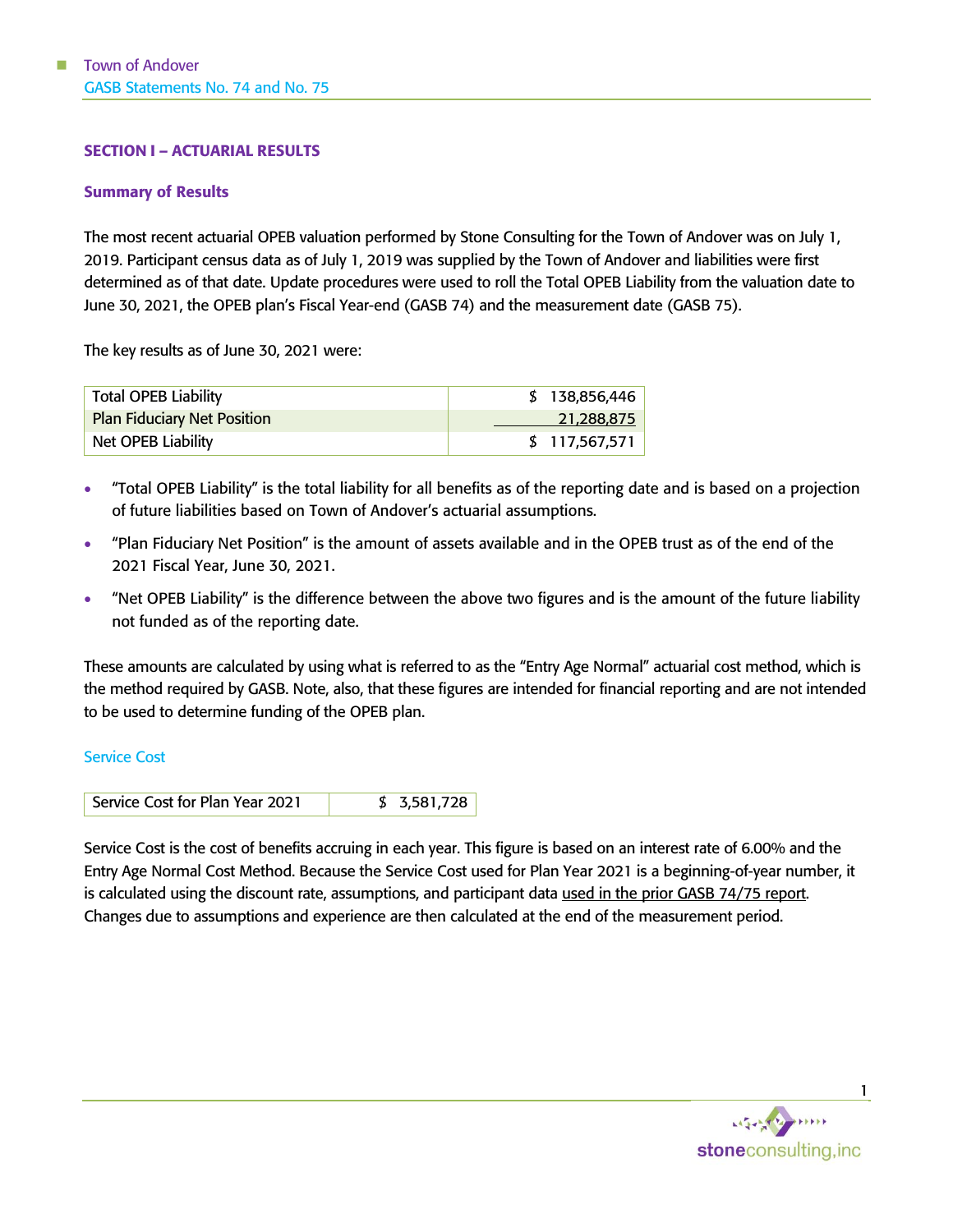## SECTION I – ACTUARIAL RESULTS

### Summary of Results

The most recent actuarial OPEB valuation performed by Stone Consulting for the Town of Andover was on July 1, 2019. Participant census data as of July 1, 2019 was supplied by the Town of Andover and liabilities were first determined as of that date. Update procedures were used to roll the Total OPEB Liability from the valuation date to June 30, 2021, the OPEB plan's Fiscal Year-end (GASB 74) and the measurement date (GASB 75).

The key results as of June 30, 2021 were:

| | |
|---|---|
| Total OPEB Liability | $ 138,856,446 |
| Plan Fiduciary Net Position | 21,288,875 |
| Net OPEB Liability | $ 117,567,571 |

- "Total OPEB Liability" is the total liability for all benefits as of the reporting date and is based on a projection of future liabilities based on Town of Andover's actuarial assumptions.
- "Plan Fiduciary Net Position" is the amount of assets available and in the OPEB trust as of the end of the 2021 Fiscal Year, June 30, 2021.
- "Net OPEB Liability" is the difference between the above two figures and is the amount of the future liability not funded as of the reporting date.

These amounts are calculated by using what is referred to as the "Entry Age Normal" actuarial cost method, which is the method required by GASB. Note, also, that these figures are intended for financial reporting and are not intended to be used to determine funding of the OPEB plan.

### Service Cost

| | |
|---|---|
| Service Cost for Plan Year 2021 | $ 3,581,728 |

Service Cost is the cost of benefits accruing in each year. This figure is based on an interest rate of 6.00% and the Entry Age Normal Cost Method. Because the Service Cost used for Plan Year 2021 is a beginning-of-year number, it is calculated using the discount rate, assumptions, and participant data used in the prior GASB 74/75 report. Changes due to assumptions and experience are then calculated at the end of the measurement period.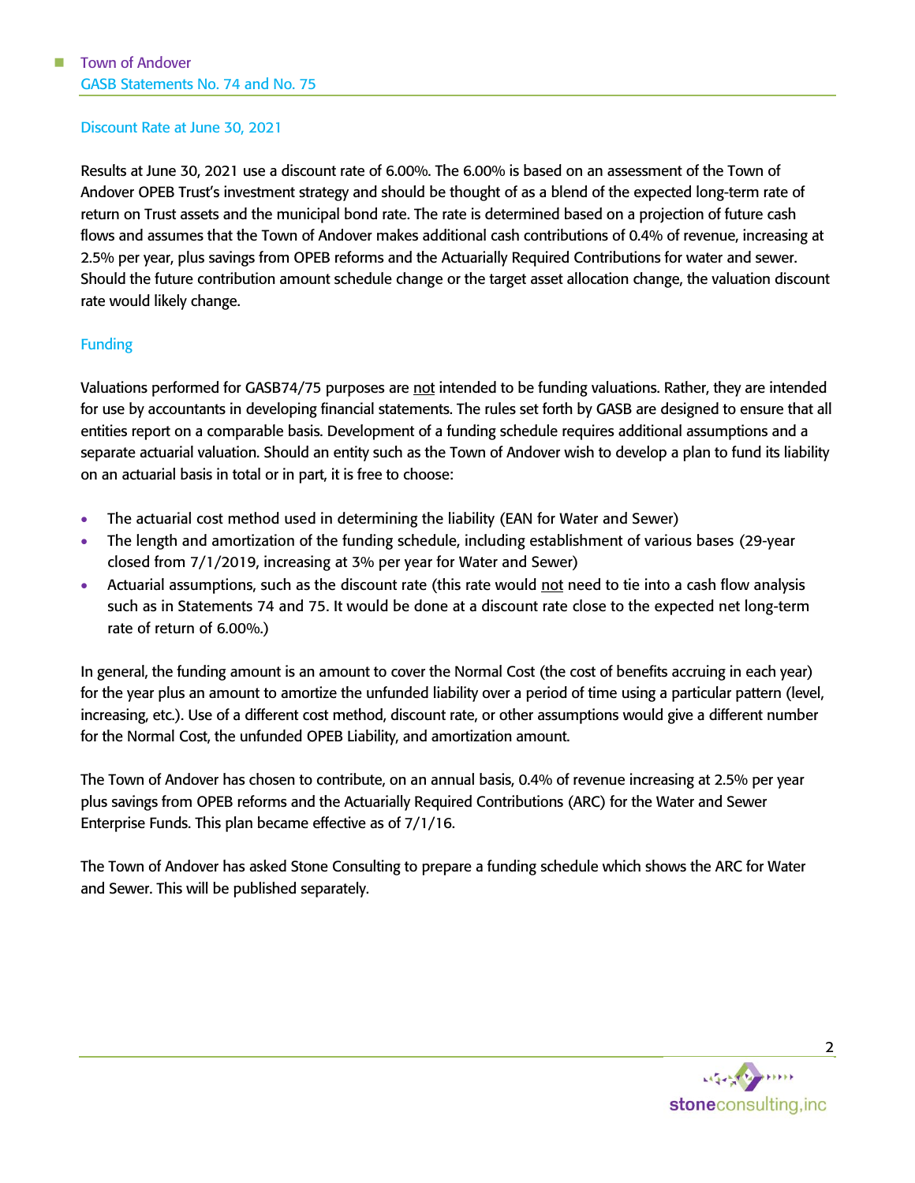## Discount Rate at June 30, 2021

Results at June 30, 2021 use a discount rate of 6.00%. The 6.00% is based on an assessment of the Town of Andover OPEB Trust's investment strategy and should be thought of as a blend of the expected long-term rate of return on Trust assets and the municipal bond rate. The rate is determined based on a projection of future cash flows and assumes that the Town of Andover makes additional cash contributions of 0.4% of revenue, increasing at 2.5% per year, plus savings from OPEB reforms and the Actuarially Required Contributions for water and sewer. Should the future contribution amount schedule change or the target asset allocation change, the valuation discount rate would likely change.

## Funding

Valuations performed for GASB74/75 purposes are <u>not</u> intended to be funding valuations. Rather, they are intended for use by accountants in developing financial statements. The rules set forth by GASB are designed to ensure that all entities report on a comparable basis. Development of a funding schedule requires additional assumptions and a separate actuarial valuation. Should an entity such as the Town of Andover wish to develop a plan to fund its liability on an actuarial basis in total or in part, it is free to choose:

- The actuarial cost method used in determining the liability (EAN for Water and Sewer)
- The length and amortization of the funding schedule, including establishment of various bases (29-year closed from 7/1/2019, increasing at 3% per year for Water and Sewer)
- Actuarial assumptions, such as the discount rate (this rate would <u>not</u> need to tie into a cash flow analysis such as in Statements 74 and 75. It would be done at a discount rate close to the expected net long-term rate of return of 6.00%.)

In general, the funding amount is an amount to cover the Normal Cost (the cost of benefits accruing in each year) for the year plus an amount to amortize the unfunded liability over a period of time using a particular pattern (level, increasing, etc.). Use of a different cost method, discount rate, or other assumptions would give a different number for the Normal Cost, the unfunded OPEB Liability, and amortization amount.

The Town of Andover has chosen to contribute, on an annual basis, 0.4% of revenue increasing at 2.5% per year plus savings from OPEB reforms and the Actuarially Required Contributions (ARC) for the Water and Sewer Enterprise Funds. This plan became effective as of 7/1/16.

The Town of Andover has asked Stone Consulting to prepare a funding schedule which shows the ARC for Water and Sewer. This will be published separately.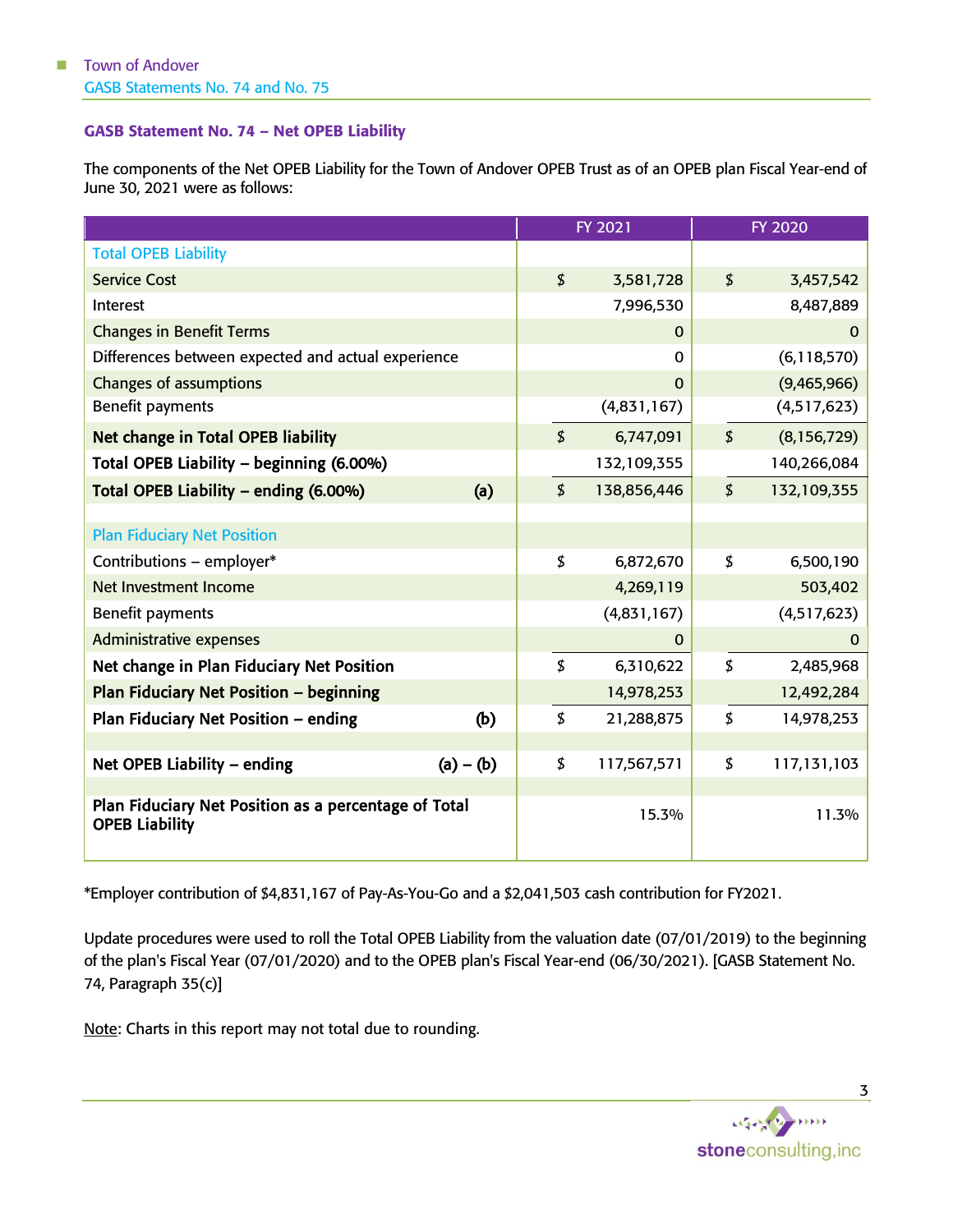## GASB Statement No. 74 – Net OPEB Liability

The components of the Net OPEB Liability for the Town of Andover OPEB Trust as of an OPEB plan Fiscal Year-end of June 30, 2021 were as follows:

| | | FY 2021 | FY 2020 |
|---|---|---|---|
| **Total OPEB Liability** | | | |
| Service Cost | | $ 3,581,728 | $ 3,457,542 |
| Interest | | 7,996,530 | 8,487,889 |
| Changes in Benefit Terms | | 0 | 0 |
| Differences between expected and actual experience | | 0 | (6,118,570) |
| Changes of assumptions | | 0 | (9,465,966) |
| Benefit payments | | (4,831,167) | (4,517,623) |
| **Net change in Total OPEB liability** | | $ 6,747,091 | $ (8,156,729) |
| **Total OPEB Liability – beginning (6.00%)** | | 132,109,355 | 140,266,084 |
| **Total OPEB Liability – ending (6.00%)** | **(a)** | $ 138,856,446 | $ 132,109,355 |
| | | | |
| **Plan Fiduciary Net Position** | | | |
| Contributions – employer* | | $ 6,872,670 | $ 6,500,190 |
| Net Investment Income | | 4,269,119 | 503,402 |
| Benefit payments | | (4,831,167) | (4,517,623) |
| Administrative expenses | | 0 | 0 |
| **Net change in Plan Fiduciary Net Position** | | $ 6,310,622 | $ 2,485,968 |
| **Plan Fiduciary Net Position – beginning** | | 14,978,253 | 12,492,284 |
| **Plan Fiduciary Net Position – ending** | **(b)** | $ 21,288,875 | $ 14,978,253 |
| | | | |
| **Net OPEB Liability – ending** | **(a) – (b)** | $ 117,567,571 | $ 117,131,103 |
| | | | |
| **Plan Fiduciary Net Position as a percentage of Total OPEB Liability** | | 15.3% | 11.3% |

*Employer contribution of $4,831,167 of Pay-As-You-Go and a $2,041,503 cash contribution for FY2021.

Update procedures were used to roll the Total OPEB Liability from the valuation date (07/01/2019) to the beginning of the plan's Fiscal Year (07/01/2020) and to the OPEB plan's Fiscal Year-end (06/30/2021). [GASB Statement No. 74, Paragraph 35(c)]

Note: Charts in this report may not total due to rounding.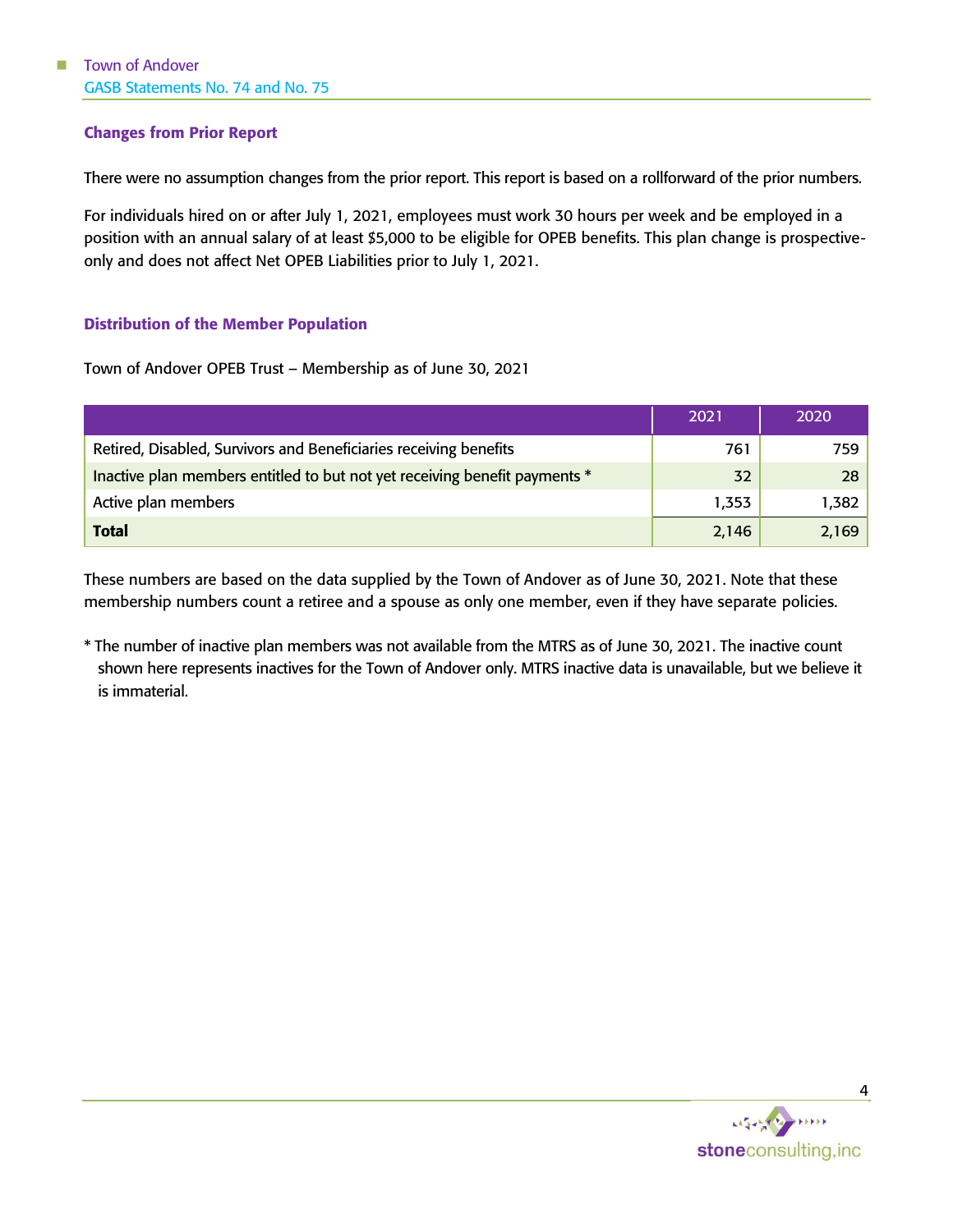## Changes from Prior Report

There were no assumption changes from the prior report. This report is based on a rollforward of the prior numbers.

For individuals hired on or after July 1, 2021, employees must work 30 hours per week and be employed in a position with an annual salary of at least $5,000 to be eligible for OPEB benefits. This plan change is prospective-only and does not affect Net OPEB Liabilities prior to July 1, 2021.

## Distribution of the Member Population

Town of Andover OPEB Trust – Membership as of June 30, 2021

| | 2021 | 2020 |
|---|---|---|
| Retired, Disabled, Survivors and Beneficiaries receiving benefits | 761 | 759 |
| Inactive plan members entitled to but not yet receiving benefit payments * | 32 | 28 |
| Active plan members | 1,353 | 1,382 |
| **Total** | 2,146 | 2,169 |

These numbers are based on the data supplied by the Town of Andover as of June 30, 2021. Note that these membership numbers count a retiree and a spouse as only one member, even if they have separate policies.

* The number of inactive plan members was not available from the MTRS as of June 30, 2021. The inactive count shown here represents inactives for the Town of Andover only. MTRS inactive data is unavailable, but we believe it is immaterial.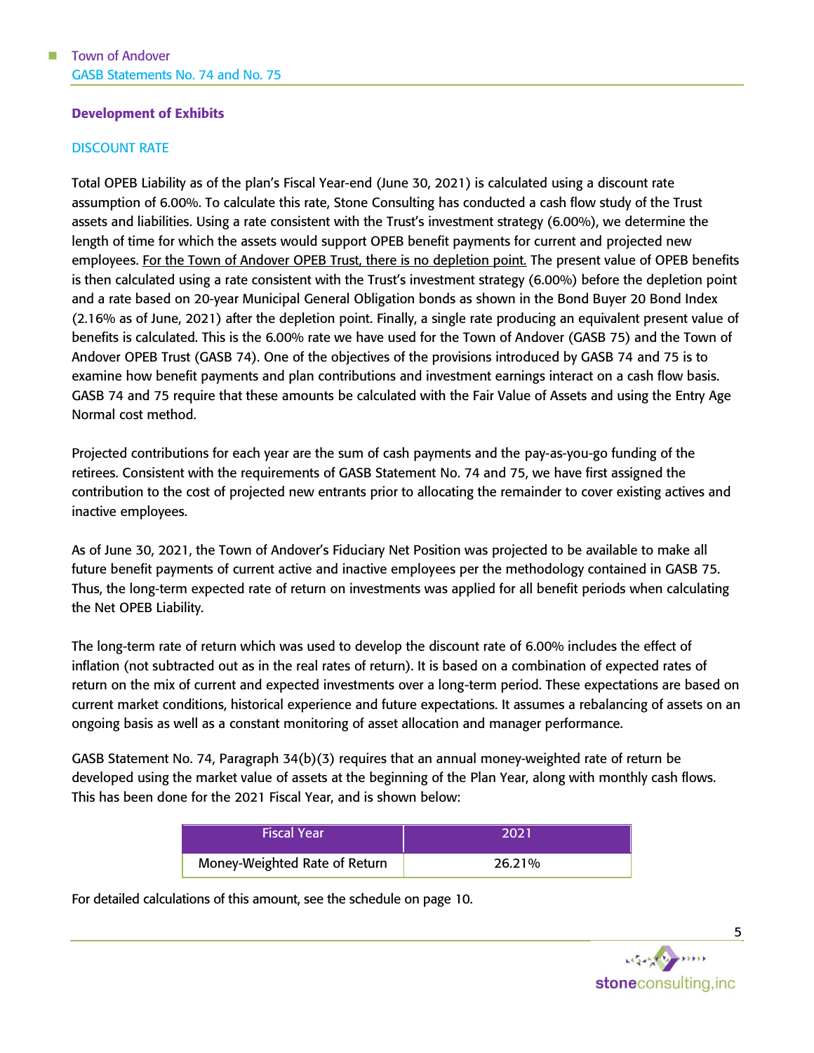## Development of Exhibits

### DISCOUNT RATE

Total OPEB Liability as of the plan's Fiscal Year-end (June 30, 2021) is calculated using a discount rate assumption of 6.00%. To calculate this rate, Stone Consulting has conducted a cash flow study of the Trust assets and liabilities. Using a rate consistent with the Trust's investment strategy (6.00%), we determine the length of time for which the assets would support OPEB benefit payments for current and projected new employees. <u>For the Town of Andover OPEB Trust, there is no depletion point.</u> The present value of OPEB benefits is then calculated using a rate consistent with the Trust's investment strategy (6.00%) before the depletion point and a rate based on 20-year Municipal General Obligation bonds as shown in the Bond Buyer 20 Bond Index (2.16% as of June, 2021) after the depletion point. Finally, a single rate producing an equivalent present value of benefits is calculated. This is the 6.00% rate we have used for the Town of Andover (GASB 75) and the Town of Andover OPEB Trust (GASB 74). One of the objectives of the provisions introduced by GASB 74 and 75 is to examine how benefit payments and plan contributions and investment earnings interact on a cash flow basis. GASB 74 and 75 require that these amounts be calculated with the Fair Value of Assets and using the Entry Age Normal cost method.

Projected contributions for each year are the sum of cash payments and the pay-as-you-go funding of the retirees. Consistent with the requirements of GASB Statement No. 74 and 75, we have first assigned the contribution to the cost of projected new entrants prior to allocating the remainder to cover existing actives and inactive employees.

As of June 30, 2021, the Town of Andover's Fiduciary Net Position was projected to be available to make all future benefit payments of current active and inactive employees per the methodology contained in GASB 75. Thus, the long-term expected rate of return on investments was applied for all benefit periods when calculating the Net OPEB Liability.

The long-term rate of return which was used to develop the discount rate of 6.00% includes the effect of inflation (not subtracted out as in the real rates of return). It is based on a combination of expected rates of return on the mix of current and expected investments over a long-term period. These expectations are based on current market conditions, historical experience and future expectations. It assumes a rebalancing of assets on an ongoing basis as well as a constant monitoring of asset allocation and manager performance.

GASB Statement No. 74, Paragraph 34(b)(3) requires that an annual money-weighted rate of return be developed using the market value of assets at the beginning of the Plan Year, along with monthly cash flows. This has been done for the 2021 Fiscal Year, and is shown below:

| Fiscal Year | 2021 |
|---|---|
| Money-Weighted Rate of Return | 26.21% |

For detailed calculations of this amount, see the schedule on page 10.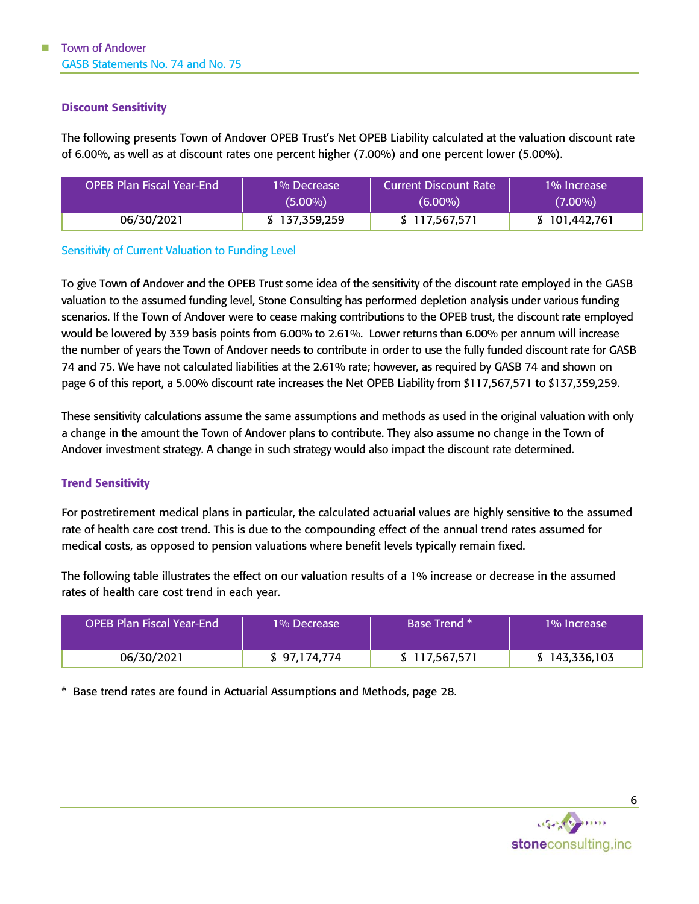### Discount Sensitivity

The following presents Town of Andover OPEB Trust's Net OPEB Liability calculated at the valuation discount rate of 6.00%, as well as at discount rates one percent higher (7.00%) and one percent lower (5.00%).

| OPEB Plan Fiscal Year-End | 1% Decrease (5.00%) | Current Discount Rate (6.00%) | 1% Increase (7.00%) |
|---|---|---|---|
| 06/30/2021 | $ 137,359,259 | $ 117,567,571 | $ 101,442,761 |

#### Sensitivity of Current Valuation to Funding Level

To give Town of Andover and the OPEB Trust some idea of the sensitivity of the discount rate employed in the GASB valuation to the assumed funding level, Stone Consulting has performed depletion analysis under various funding scenarios. If the Town of Andover were to cease making contributions to the OPEB trust, the discount rate employed would be lowered by 339 basis points from 6.00% to 2.61%. Lower returns than 6.00% per annum will increase the number of years the Town of Andover needs to contribute in order to use the fully funded discount rate for GASB 74 and 75. We have not calculated liabilities at the 2.61% rate; however, as required by GASB 74 and shown on page 6 of this report, a 5.00% discount rate increases the Net OPEB Liability from $117,567,571 to $137,359,259.

These sensitivity calculations assume the same assumptions and methods as used in the original valuation with only a change in the amount the Town of Andover plans to contribute. They also assume no change in the Town of Andover investment strategy. A change in such strategy would also impact the discount rate determined.

### Trend Sensitivity

For postretirement medical plans in particular, the calculated actuarial values are highly sensitive to the assumed rate of health care cost trend. This is due to the compounding effect of the annual trend rates assumed for medical costs, as opposed to pension valuations where benefit levels typically remain fixed.

The following table illustrates the effect on our valuation results of a 1% increase or decrease in the assumed rates of health care cost trend in each year.

| OPEB Plan Fiscal Year-End | 1% Decrease | Base Trend * | 1% Increase |
|---|---|---|---|
| 06/30/2021 | $ 97,174,774 | $ 117,567,571 | $ 143,336,103 |

\* Base trend rates are found in Actuarial Assumptions and Methods, page 28.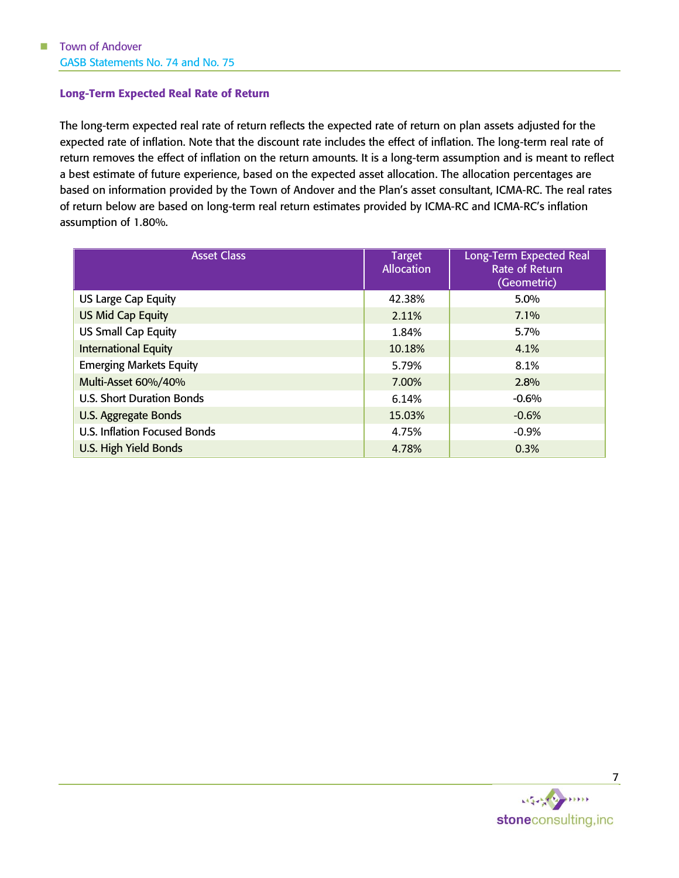### Long-Term Expected Real Rate of Return

The long-term expected real rate of return reflects the expected rate of return on plan assets adjusted for the expected rate of inflation. Note that the discount rate includes the effect of inflation. The long-term real rate of return removes the effect of inflation on the return amounts. It is a long-term assumption and is meant to reflect a best estimate of future experience, based on the expected asset allocation. The allocation percentages are based on information provided by the Town of Andover and the Plan's asset consultant, ICMA-RC. The real rates of return below are based on long-term real return estimates provided by ICMA-RC and ICMA-RC's inflation assumption of 1.80%.

| Asset Class | Target Allocation | Long-Term Expected Real Rate of Return (Geometric) |
|---|---|---|
| US Large Cap Equity | 42.38% | 5.0% |
| US Mid Cap Equity | 2.11% | 7.1% |
| US Small Cap Equity | 1.84% | 5.7% |
| International Equity | 10.18% | 4.1% |
| Emerging Markets Equity | 5.79% | 8.1% |
| Multi-Asset 60%/40% | 7.00% | 2.8% |
| U.S. Short Duration Bonds | 6.14% | -0.6% |
| U.S. Aggregate Bonds | 15.03% | -0.6% |
| U.S. Inflation Focused Bonds | 4.75% | -0.9% |
| U.S. High Yield Bonds | 4.78% | 0.3% |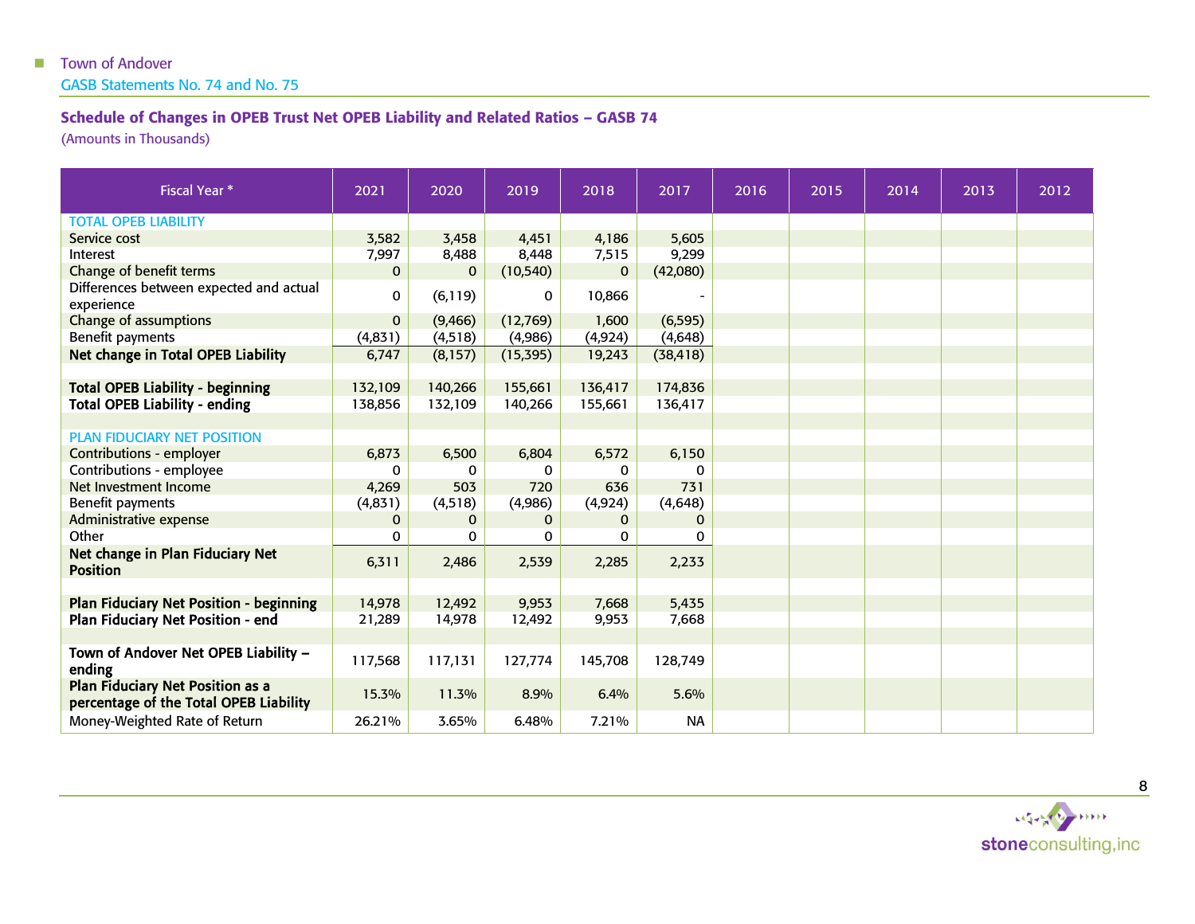## Schedule of Changes in OPEB Trust Net OPEB Liability and Related Ratios – GASB 74

(Amounts in Thousands)

| Fiscal Year * | 2021 | 2020 | 2019 | 2018 | 2017 | 2016 | 2015 | 2014 | 2013 | 2012 |
|---|---|---|---|---|---|---|---|---|---|---|
| TOTAL OPEB LIABILITY | | | | | | | | | | |
| Service cost | 3,582 | 3,458 | 4,451 | 4,186 | 5,605 | | | | | |
| Interest | 7,997 | 8,488 | 8,448 | 7,515 | 9,299 | | | | | |
| Change of benefit terms | 0 | 0 | (10,540) | 0 | (42,080) | | | | | |
| Differences between expected and actual experience | 0 | (6,119) | 0 | 10,866 | - | | | | | |
| Change of assumptions | 0 | (9,466) | (12,769) | 1,600 | (6,595) | | | | | |
| Benefit payments | (4,831) | (4,518) | (4,986) | (4,924) | (4,648) | | | | | |
| **Net change in Total OPEB Liability** | 6,747 | (8,157) | (15,395) | 19,243 | (38,418) | | | | | |
| | | | | | | | | | | |
| **Total OPEB Liability - beginning** | 132,109 | 140,266 | 155,661 | 136,417 | 174,836 | | | | | |
| **Total OPEB Liability - ending** | 138,856 | 132,109 | 140,266 | 155,661 | 136,417 | | | | | |
| | | | | | | | | | | |
| PLAN FIDUCIARY NET POSITION | | | | | | | | | | |
| Contributions - employer | 6,873 | 6,500 | 6,804 | 6,572 | 6,150 | | | | | |
| Contributions - employee | 0 | 0 | 0 | 0 | 0 | | | | | |
| Net Investment Income | 4,269 | 503 | 720 | 636 | 731 | | | | | |
| Benefit payments | (4,831) | (4,518) | (4,986) | (4,924) | (4,648) | | | | | |
| Administrative expense | 0 | 0 | 0 | 0 | 0 | | | | | |
| Other | 0 | 0 | 0 | 0 | 0 | | | | | |
| **Net change in Plan Fiduciary Net Position** | 6,311 | 2,486 | 2,539 | 2,285 | 2,233 | | | | | |
| | | | | | | | | | | |
| **Plan Fiduciary Net Position - beginning** | 14,978 | 12,492 | 9,953 | 7,668 | 5,435 | | | | | |
| **Plan Fiduciary Net Position - end** | 21,289 | 14,978 | 12,492 | 9,953 | 7,668 | | | | | |
| | | | | | | | | | | |
| **Town of Andover Net OPEB Liability – ending** | 117,568 | 117,131 | 127,774 | 145,708 | 128,749 | | | | | |
| **Plan Fiduciary Net Position as a percentage of the Total OPEB Liability** | 15.3% | 11.3% | 8.9% | 6.4% | 5.6% | | | | | |
| Money-Weighted Rate of Return | 26.21% | 3.65% | 6.48% | 7.21% | NA | | | | | |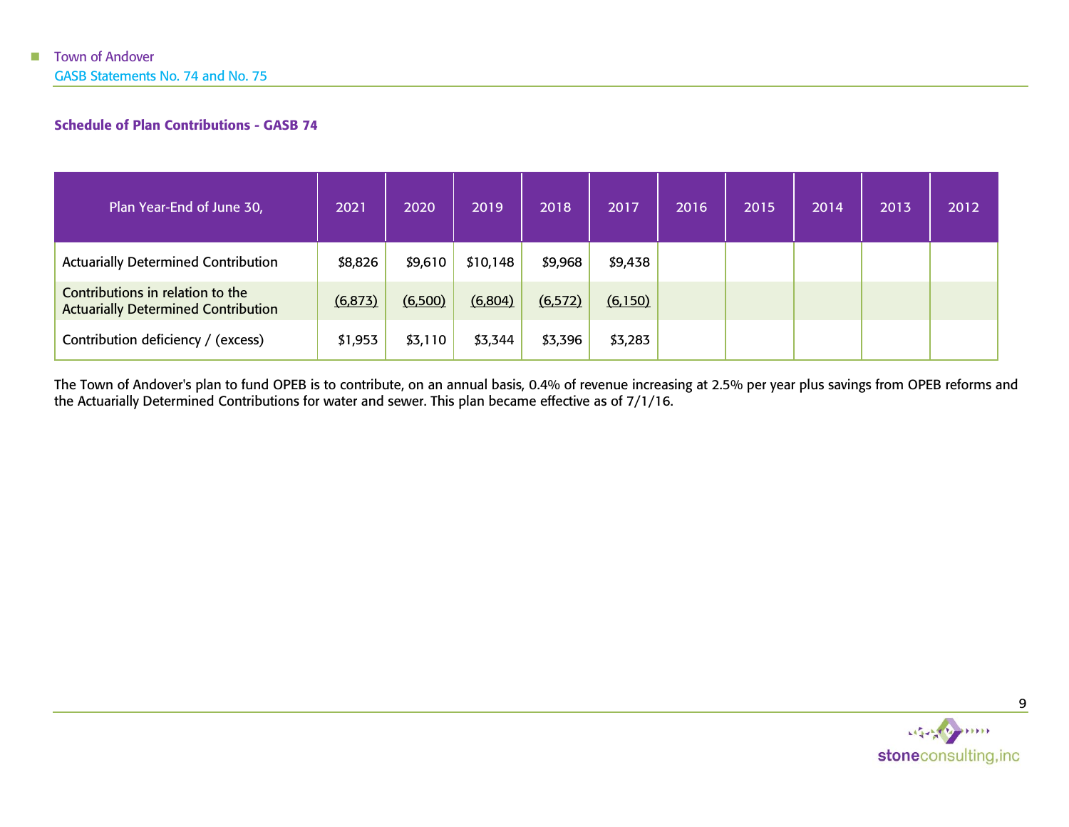### Schedule of Plan Contributions - GASB 74

| Plan Year-End of June 30, | 2021 | 2020 | 2019 | 2018 | 2017 | 2016 | 2015 | 2014 | 2013 | 2012 |
|---|---|---|---|---|---|---|---|---|---|---|
| Actuarially Determined Contribution | $8,826 | $9,610 | $10,148 | $9,968 | $9,438 | | | | | |
| Contributions in relation to the Actuarially Determined Contribution | (6,873) | (6,500) | (6,804) | (6,572) | (6,150) | | | | | |
| Contribution deficiency / (excess) | $1,953 | $3,110 | $3,344 | $3,396 | $3,283 | | | | | |

The Town of Andover's plan to fund OPEB is to contribute, on an annual basis, 0.4% of revenue increasing at 2.5% per year plus savings from OPEB reforms and the Actuarially Determined Contributions for water and sewer. This plan became effective as of 7/1/16.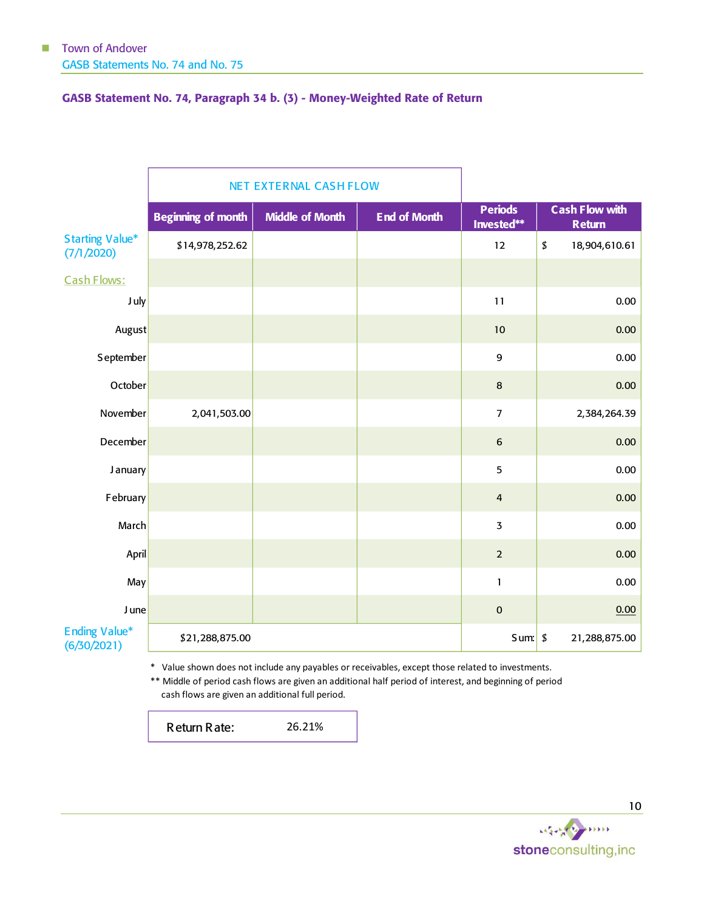## GASB Statement No. 74, Paragraph 34 b. (3) - Money-Weighted Rate of Return

| | NET EXTERNAL CASH FLOW | | | | |
|---|---|---|---|---|---|
| | Beginning of month | Middle of Month | End of Month | Periods Invested** | Cash Flow with Return |
| Starting Value* (7/1/2020) | $14,978,252.62 | | | 12 | $ 18,904,610.61 |
| Cash Flows: | | | | | |
| July | | | | 11 | 0.00 |
| August | | | | 10 | 0.00 |
| September | | | | 9 | 0.00 |
| October | | | | 8 | 0.00 |
| November | 2,041,503.00 | | | 7 | 2,384,264.39 |
| December | | | | 6 | 0.00 |
| January | | | | 5 | 0.00 |
| February | | | | 4 | 0.00 |
| March | | | | 3 | 0.00 |
| April | | | | 2 | 0.00 |
| May | | | | 1 | 0.00 |
| June | | | | 0 | 0.00 |
| Ending Value* (6/30/2021) | $21,288,875.00 | | | Sum: | $ 21,288,875.00 |

\* Value shown does not include any payables or receivables, except those related to investments.

** Middle of period cash flows are given an additional half period of interest, and beginning of period cash flows are given an additional full period.

| Return Rate: | 26.21% |
|---|---|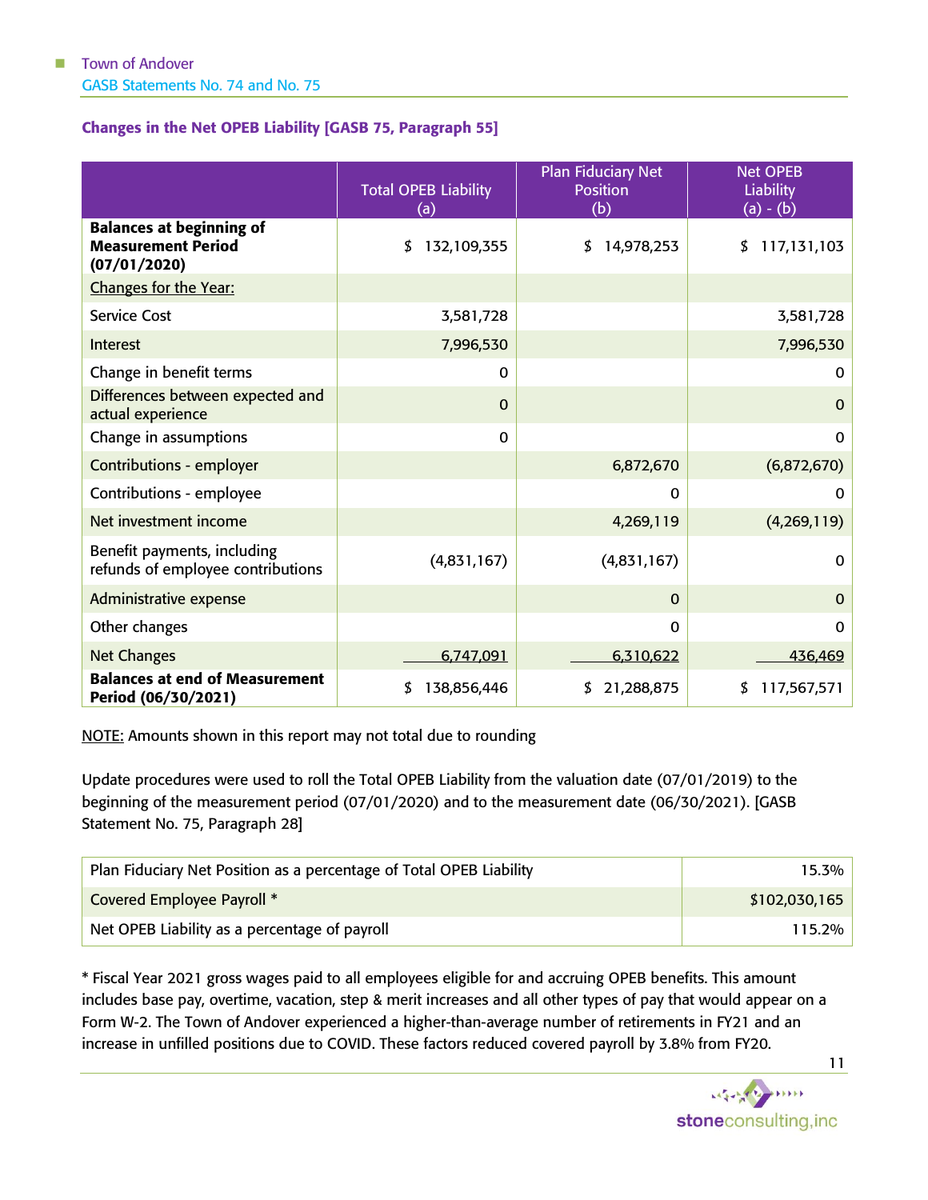## Changes in the Net OPEB Liability [GASB 75, Paragraph 55]

| | Total OPEB Liability (a) | Plan Fiduciary Net Position (b) | Net OPEB Liability (a) - (b) |
|---|---|---|---|
| **Balances at beginning of Measurement Period (07/01/2020)** | $ 132,109,355 | $ 14,978,253 | $ 117,131,103 |
| Changes for the Year: | | | |
| Service Cost | 3,581,728 | | 3,581,728 |
| Interest | 7,996,530 | | 7,996,530 |
| Change in benefit terms | 0 | | 0 |
| Differences between expected and actual experience | 0 | | 0 |
| Change in assumptions | 0 | | 0 |
| Contributions - employer | | 6,872,670 | (6,872,670) |
| Contributions - employee | | 0 | 0 |
| Net investment income | | 4,269,119 | (4,269,119) |
| Benefit payments, including refunds of employee contributions | (4,831,167) | (4,831,167) | 0 |
| Administrative expense | | 0 | 0 |
| Other changes | | 0 | 0 |
| Net Changes | 6,747,091 | 6,310,622 | 436,469 |
| **Balances at end of Measurement Period (06/30/2021)** | $ 138,856,446 | $ 21,288,875 | $ 117,567,571 |

NOTE: Amounts shown in this report may not total due to rounding

Update procedures were used to roll the Total OPEB Liability from the valuation date (07/01/2019) to the beginning of the measurement period (07/01/2020) and to the measurement date (06/30/2021). [GASB Statement No. 75, Paragraph 28]

| | |
|---|---|
| Plan Fiduciary Net Position as a percentage of Total OPEB Liability | 15.3% |
| Covered Employee Payroll * | $102,030,165 |
| Net OPEB Liability as a percentage of payroll | 115.2% |

* Fiscal Year 2021 gross wages paid to all employees eligible for and accruing OPEB benefits. This amount includes base pay, overtime, vacation, step & merit increases and all other types of pay that would appear on a Form W-2. The Town of Andover experienced a higher-than-average number of retirements in FY21 and an increase in unfilled positions due to COVID. These factors reduced covered payroll by 3.8% from FY20.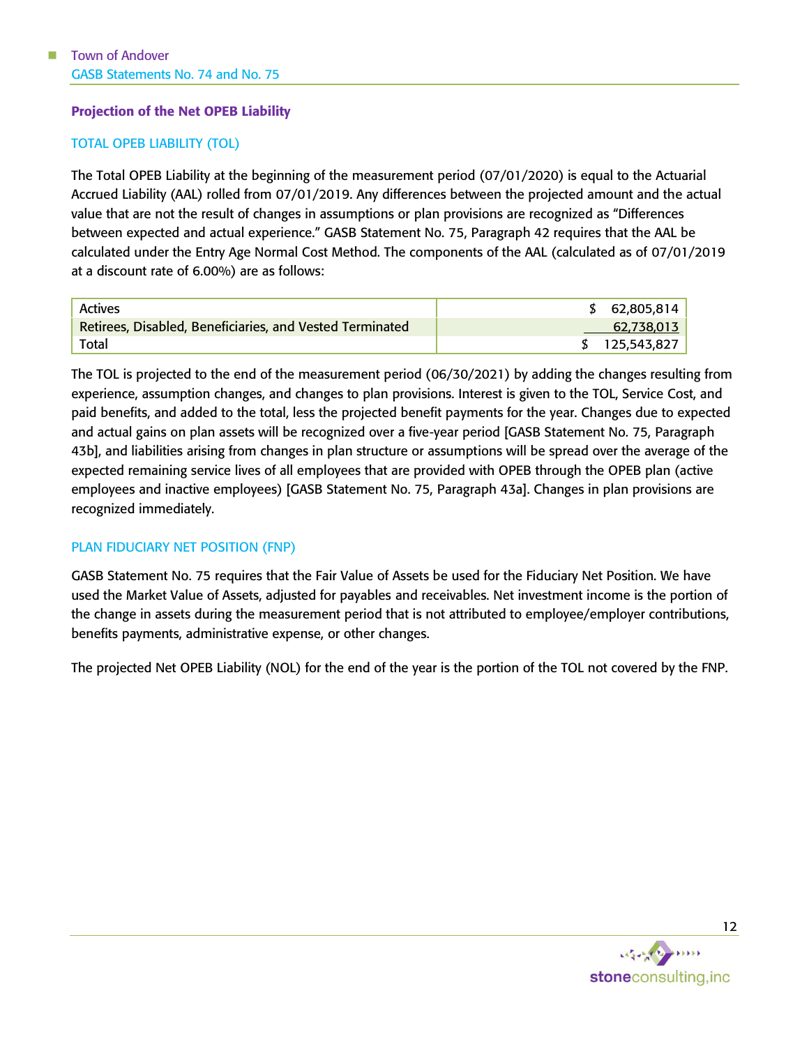## Projection of the Net OPEB Liability

### TOTAL OPEB LIABILITY (TOL)

The Total OPEB Liability at the beginning of the measurement period (07/01/2020) is equal to the Actuarial Accrued Liability (AAL) rolled from 07/01/2019. Any differences between the projected amount and the actual value that are not the result of changes in assumptions or plan provisions are recognized as "Differences between expected and actual experience." GASB Statement No. 75, Paragraph 42 requires that the AAL be calculated under the Entry Age Normal Cost Method. The components of the AAL (calculated as of 07/01/2019 at a discount rate of 6.00%) are as follows:

| | |
|---|---|
| Actives | $ 62,805,814 |
| Retirees, Disabled, Beneficiaries, and Vested Terminated | 62,738,013 |
| Total | $ 125,543,827 |

The TOL is projected to the end of the measurement period (06/30/2021) by adding the changes resulting from experience, assumption changes, and changes to plan provisions. Interest is given to the TOL, Service Cost, and paid benefits, and added to the total, less the projected benefit payments for the year. Changes due to expected and actual gains on plan assets will be recognized over a five-year period [GASB Statement No. 75, Paragraph 43b], and liabilities arising from changes in plan structure or assumptions will be spread over the average of the expected remaining service lives of all employees that are provided with OPEB through the OPEB plan (active employees and inactive employees) [GASB Statement No. 75, Paragraph 43a]. Changes in plan provisions are recognized immediately.

### PLAN FIDUCIARY NET POSITION (FNP)

GASB Statement No. 75 requires that the Fair Value of Assets be used for the Fiduciary Net Position. We have used the Market Value of Assets, adjusted for payables and receivables. Net investment income is the portion of the change in assets during the measurement period that is not attributed to employee/employer contributions, benefits payments, administrative expense, or other changes.

The projected Net OPEB Liability (NOL) for the end of the year is the portion of the TOL not covered by the FNP.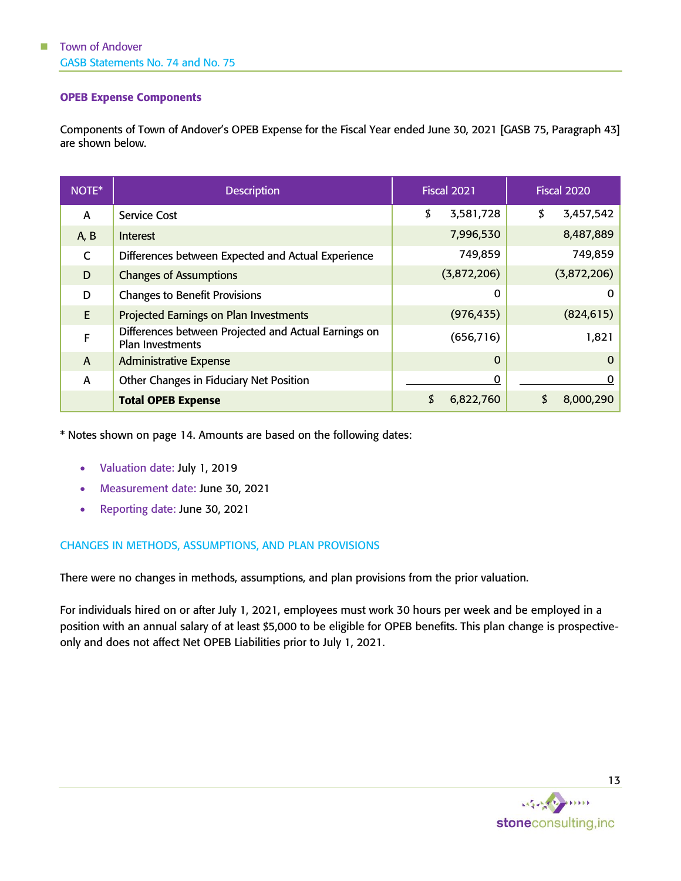### OPEB Expense Components

Components of Town of Andover's OPEB Expense for the Fiscal Year ended June 30, 2021 [GASB 75, Paragraph 43] are shown below.

| NOTE* | Description | Fiscal 2021 | Fiscal 2020 |
|---|---|---|---|
| A | Service Cost | $ 3,581,728 | $ 3,457,542 |
| A, B | Interest | 7,996,530 | 8,487,889 |
| C | Differences between Expected and Actual Experience | 749,859 | 749,859 |
| D | Changes of Assumptions | (3,872,206) | (3,872,206) |
| D | Changes to Benefit Provisions | 0 | 0 |
| E | Projected Earnings on Plan Investments | (976,435) | (824,615) |
| F | Differences between Projected and Actual Earnings on Plan Investments | (656,716) | 1,821 |
| A | Administrative Expense | 0 | 0 |
| A | Other Changes in Fiduciary Net Position | 0 | 0 |
| | **Total OPEB Expense** | $ 6,822,760 | $ 8,000,290 |

* Notes shown on page 14. Amounts are based on the following dates:

- Valuation date: July 1, 2019
- Measurement date: June 30, 2021
- Reporting date: June 30, 2021

#### CHANGES IN METHODS, ASSUMPTIONS, AND PLAN PROVISIONS

There were no changes in methods, assumptions, and plan provisions from the prior valuation.

For individuals hired on or after July 1, 2021, employees must work 30 hours per week and be employed in a position with an annual salary of at least $5,000 to be eligible for OPEB benefits. This plan change is prospective-only and does not affect Net OPEB Liabilities prior to July 1, 2021.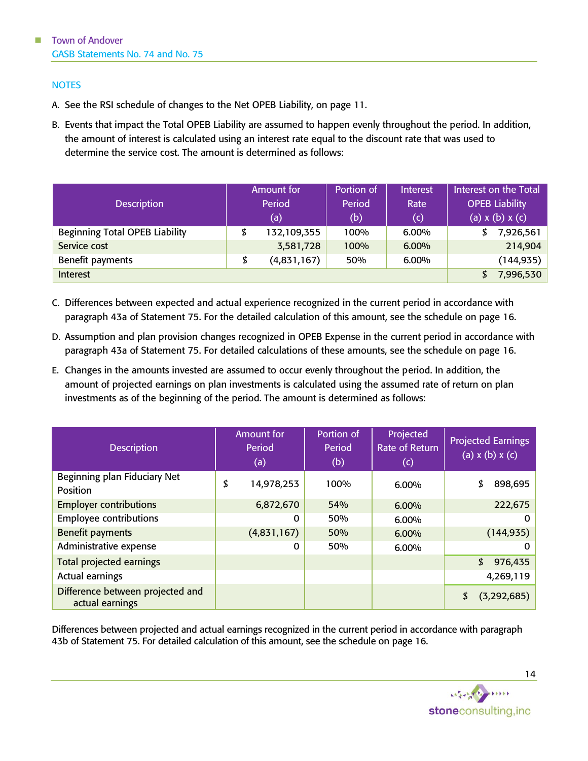## NOTES

A. See the RSI schedule of changes to the Net OPEB Liability, on page 11.

B. Events that impact the Total OPEB Liability are assumed to happen evenly throughout the period. In addition, the amount of interest is calculated using an interest rate equal to the discount rate that was used to determine the service cost. The amount is determined as follows:

| Description | Amount for Period (a) | Portion of Period (b) | Interest Rate (c) | Interest on the Total OPEB Liability (a) x (b) x (c) |
|---|---|---|---|---|
| Beginning Total OPEB Liability | $ 132,109,355 | 100% | 6.00% | $ 7,926,561 |
| Service cost | 3,581,728 | 100% | 6.00% | 214,904 |
| Benefit payments | $ (4,831,167) | 50% | 6.00% | (144,935) |
| Interest | | | | $ 7,996,530 |

C. Differences between expected and actual experience recognized in the current period in accordance with paragraph 43a of Statement 75. For the detailed calculation of this amount, see the schedule on page 16.

D. Assumption and plan provision changes recognized in OPEB Expense in the current period in accordance with paragraph 43a of Statement 75. For detailed calculations of these amounts, see the schedule on page 16.

E. Changes in the amounts invested are assumed to occur evenly throughout the period. In addition, the amount of projected earnings on plan investments is calculated using the assumed rate of return on plan investments as of the beginning of the period. The amount is determined as follows:

| Description | Amount for Period (a) | Portion of Period (b) | Projected Rate of Return (c) | Projected Earnings (a) x (b) x (c) |
|---|---|---|---|---|
| Beginning plan Fiduciary Net Position | $ 14,978,253 | 100% | 6.00% | $ 898,695 |
| Employer contributions | 6,872,670 | 54% | 6.00% | 222,675 |
| Employee contributions | 0 | 50% | 6.00% | 0 |
| Benefit payments | (4,831,167) | 50% | 6.00% | (144,935) |
| Administrative expense | 0 | 50% | 6.00% | 0 |
| Total projected earnings | | | | $ 976,435 |
| Actual earnings | | | | 4,269,119 |
| Difference between projected and actual earnings | | | | $ (3,292,685) |

Differences between projected and actual earnings recognized in the current period in accordance with paragraph 43b of Statement 75. For detailed calculation of this amount, see the schedule on page 16.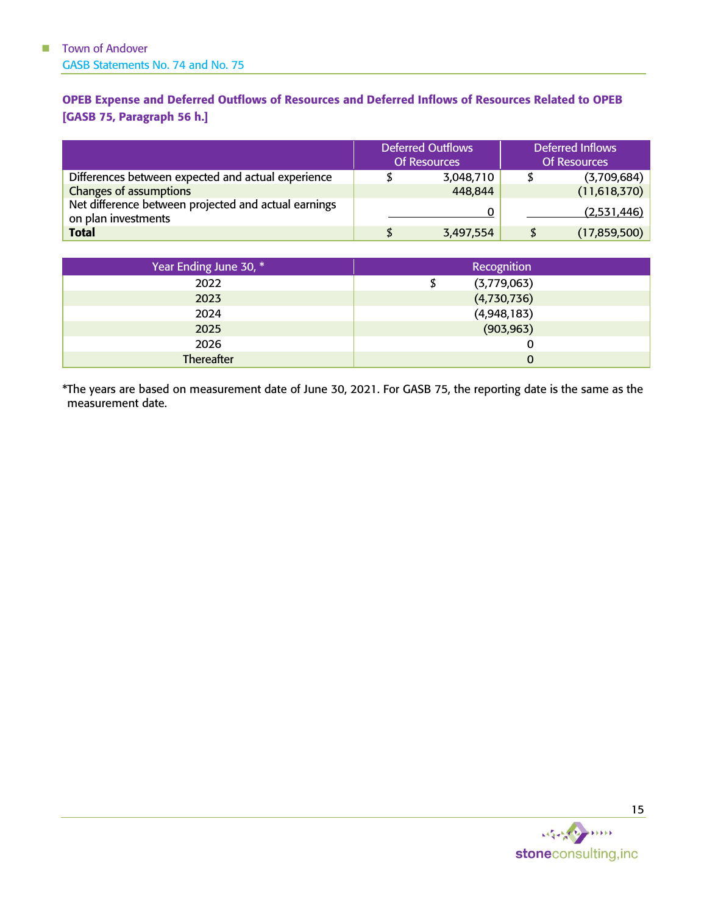### OPEB Expense and Deferred Outflows of Resources and Deferred Inflows of Resources Related to OPEB [GASB 75, Paragraph 56 h.]

| | Deferred Outflows Of Resources | Deferred Inflows Of Resources |
|---|---|---|
| Differences between expected and actual experience | $ 3,048,710 | $ (3,709,684) |
| Changes of assumptions | 448,844 | (11,618,370) |
| Net difference between projected and actual earnings on plan investments | 0 | (2,531,446) |
| **Total** | $ 3,497,554 | $ (17,859,500) |

| Year Ending June 30, * | Recognition |
|---|---|
| 2022 | $ (3,779,063) |
| 2023 | (4,730,736) |
| 2024 | (4,948,183) |
| 2025 | (903,963) |
| 2026 | 0 |
| Thereafter | 0 |

*The years are based on measurement date of June 30, 2021. For GASB 75, the reporting date is the same as the measurement date.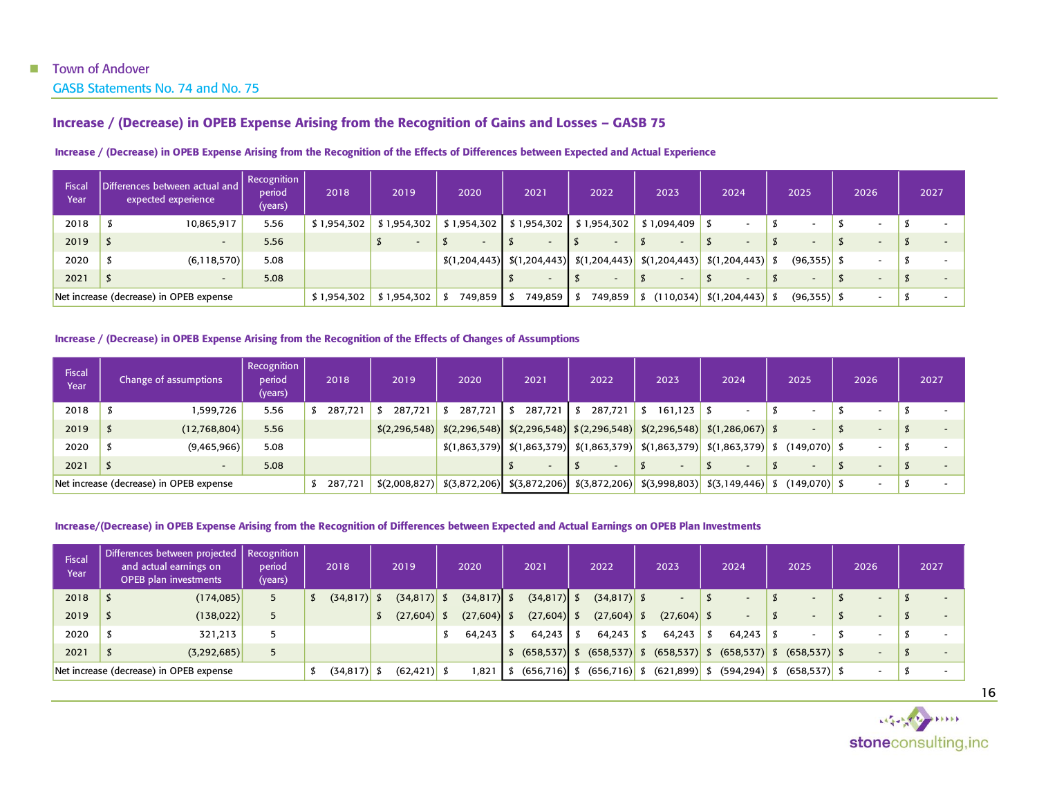## Increase / (Decrease) in OPEB Expense Arising from the Recognition of Gains and Losses – GASB 75

### Increase / (Decrease) in OPEB Expense Arising from the Recognition of the Effects of Differences between Expected and Actual Experience

| Fiscal Year | Differences between actual and expected experience | Recognition period (years) | 2018 | 2019 | 2020 | 2021 | 2022 | 2023 | 2024 | 2025 | 2026 | 2027 |
|---|---|---|---|---|---|---|---|---|---|---|---|---|
| 2018 | $ 10,865,917 | 5.56 | $ 1,954,302 | $ 1,954,302 | $ 1,954,302 | $ 1,954,302 | $ 1,954,302 | $ 1,094,409 | $ - | $ - | $ - | $ - |
| 2019 | $ - | 5.56 | | $ - | $ - | $ - | $ - | $ - | $ - | $ - | $ - | $ - |
| 2020 | $ (6,118,570) | 5.08 | | | $(1,204,443) | $(1,204,443) | $(1,204,443) | $(1,204,443) | $(1,204,443) | $ (96,355) | $ - | $ - |
| 2021 | $ - | 5.08 | | | | $ - | $ - | $ - | $ - | $ - | $ - | $ - |
| Net increase (decrease) in OPEB expense | | | $ 1,954,302 | $ 1,954,302 | $ 749,859 | $ 749,859 | $ 749,859 | $ (110,034) | $(1,204,443) | $ (96,355) | $ - | $ - |

### Increase / (Decrease) in OPEB Expense Arising from the Recognition of the Effects of Changes of Assumptions

| Fiscal Year | Change of assumptions | Recognition period (years) | 2018 | 2019 | 2020 | 2021 | 2022 | 2023 | 2024 | 2025 | 2026 | 2027 |
|---|---|---|---|---|---|---|---|---|---|---|---|---|
| 2018 | $ 1,599,726 | 5.56 | $ 287,721 | $ 287,721 | $ 287,721 | $ 287,721 | $ 287,721 | $ 161,123 | $ - | $ - | $ - | $ - |
| 2019 | $ (12,768,804) | 5.56 | | $(2,296,548) | $(2,296,548) | $(2,296,548) | $(2,296,548) | $(2,296,548) | $(1,286,067) | $ - | $ - | $ - |
| 2020 | $ (9,465,966) | 5.08 | | | $(1,863,379) | $(1,863,379) | $(1,863,379) | $(1,863,379) | $(1,863,379) | $ (149,070) | $ - | $ - |
| 2021 | $ - | 5.08 | | | | $ - | $ - | $ - | $ - | $ - | $ - | $ - |
| Net increase (decrease) in OPEB expense | | | $ 287,721 | $(2,008,827) | $(3,872,206) | $(3,872,206) | $(3,872,206) | $(3,998,803) | $(3,149,446) | $ (149,070) | $ - | $ - |

### Increase/(Decrease) in OPEB Expense Arising from the Recognition of Differences between Expected and Actual Earnings on OPEB Plan Investments

| Fiscal Year | Differences between projected and actual earnings on OPEB plan investments | Recognition period (years) | 2018 | 2019 | 2020 | 2021 | 2022 | 2023 | 2024 | 2025 | 2026 | 2027 |
|---|---|---|---|---|---|---|---|---|---|---|---|---|
| 2018 | $ (174,085) | 5 | $ (34,817) | $ (34,817) | $ (34,817) | $ (34,817) | $ (34,817) | $ - | $ - | $ - | $ - | $ - |
| 2019 | $ (138,022) | 5 | | $ (27,604) | $ (27,604) | $ (27,604) | $ (27,604) | $ (27,604) | $ - | $ - | $ - | $ - |
| 2020 | $ 321,213 | 5 | | | $ 64,243 | $ 64,243 | $ 64,243 | $ 64,243 | $ 64,243 | $ - | $ - | $ - |
| 2021 | $ (3,292,685) | 5 | | | | $ (658,537) | $ (658,537) | $ (658,537) | $ (658,537) | $ (658,537) | $ - | $ - |
| Net increase (decrease) in OPEB expense | | | $ (34,817) | $ (62,421) | $ 1,821 | $ (656,716) | $ (656,716) | $ (621,899) | $ (594,294) | $ (658,537) | $ - | $ - |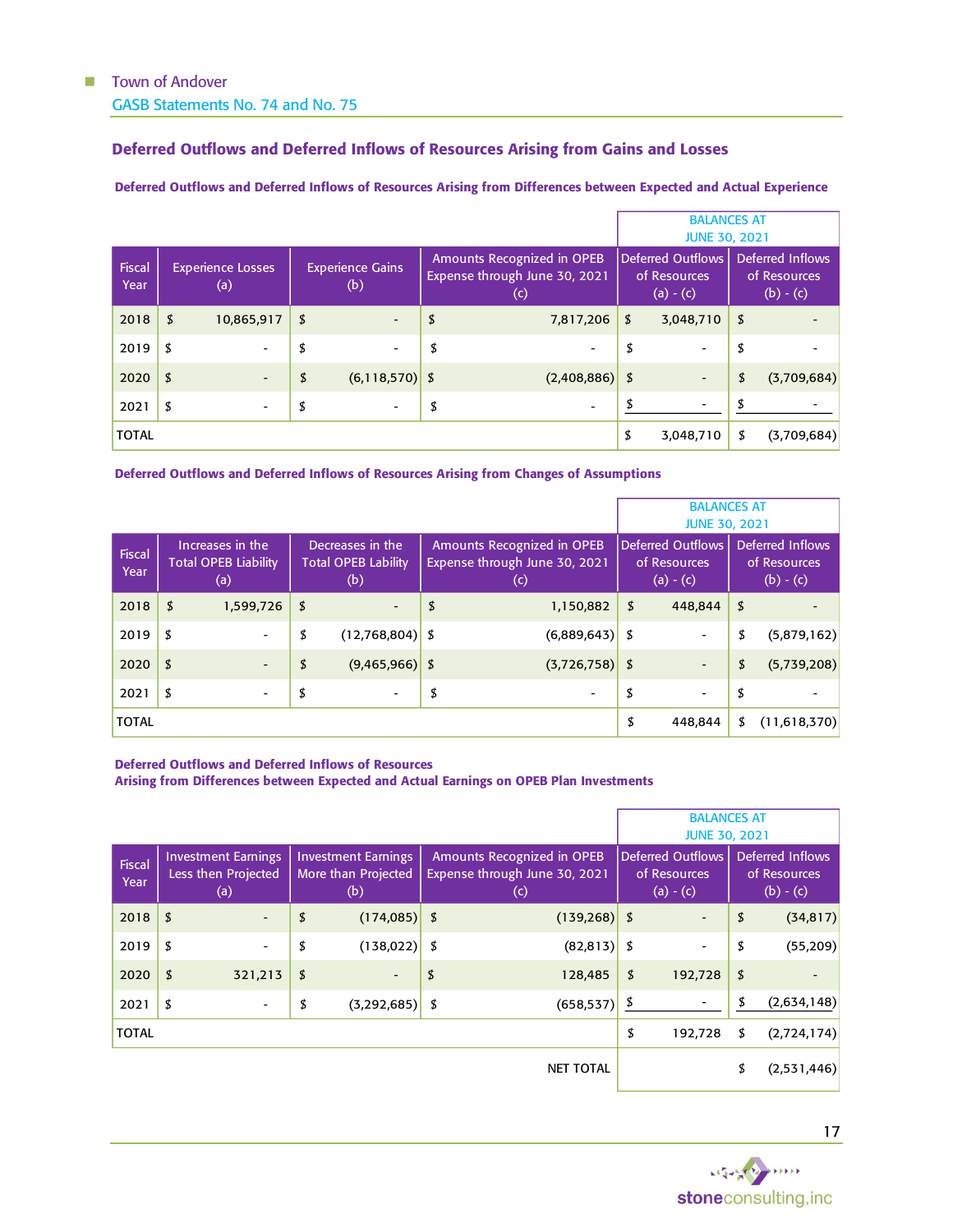## Deferred Outflows and Deferred Inflows of Resources Arising from Gains and Losses

### Deferred Outflows and Deferred Inflows of Resources Arising from Differences between Expected and Actual Experience

| | | | | BALANCES AT JUNE 30, 2021 | |
|---|---|---|---|---|---|
| Fiscal Year | Experience Losses (a) | Experience Gains (b) | Amounts Recognized in OPEB Expense through June 30, 2021 (c) | Deferred Outflows of Resources (a) - (c) | Deferred Inflows of Resources (b) - (c) |
| 2018 | $ 10,865,917 | $ - | $ 7,817,206 | $ 3,048,710 | $ - |
| 2019 | $ - | $ - | $ - | $ - | $ - |
| 2020 | $ - | $ (6,118,570) | $ (2,408,886) | $ - | $ (3,709,684) |
| 2021 | $ - | $ - | $ - | $ - | $ - |
| TOTAL | | | | $ 3,048,710 | $ (3,709,684) |

### Deferred Outflows and Deferred Inflows of Resources Arising from Changes of Assumptions

| | | | | BALANCES AT JUNE 30, 2021 | |
|---|---|---|---|---|---|
| Fiscal Year | Increases in the Total OPEB Liability (a) | Decreases in the Total OPEB Lability (b) | Amounts Recognized in OPEB Expense through June 30, 2021 (c) | Deferred Outflows of Resources (a) - (c) | Deferred Inflows of Resources (b) - (c) |
| 2018 | $ 1,599,726 | $ - | $ 1,150,882 | $ 448,844 | $ - |
| 2019 | $ - | $ (12,768,804) | $ (6,889,643) | $ - | $ (5,879,162) |
| 2020 | $ - | $ (9,465,966) | $ (3,726,758) | $ - | $ (5,739,208) |
| 2021 | $ - | $ - | $ - | $ - | $ - |
| TOTAL | | | | $ 448,844 | $ (11,618,370) |

### Deferred Outflows and Deferred Inflows of Resources Arising from Differences between Expected and Actual Earnings on OPEB Plan Investments

| | | | | BALANCES AT JUNE 30, 2021 | |
|---|---|---|---|---|---|
| Fiscal Year | Investment Earnings Less then Projected (a) | Investment Earnings More than Projected (b) | Amounts Recognized in OPEB Expense through June 30, 2021 (c) | Deferred Outflows of Resources (a) - (c) | Deferred Inflows of Resources (b) - (c) |
| 2018 | $ - | $ (174,085) | $ (139,268) | $ - | $ (34,817) |
| 2019 | $ - | $ (138,022) | $ (82,813) | $ - | $ (55,209) |
| 2020 | $ 321,213 | $ - | $ 128,485 | $ 192,728 | $ - |
| 2021 | $ - | $ (3,292,685) | $ (658,537) | $ - | $ (2,634,148) |
| TOTAL | | | | $ 192,728 | $ (2,724,174) |
| | | | NET TOTAL | | $ (2,531,446) |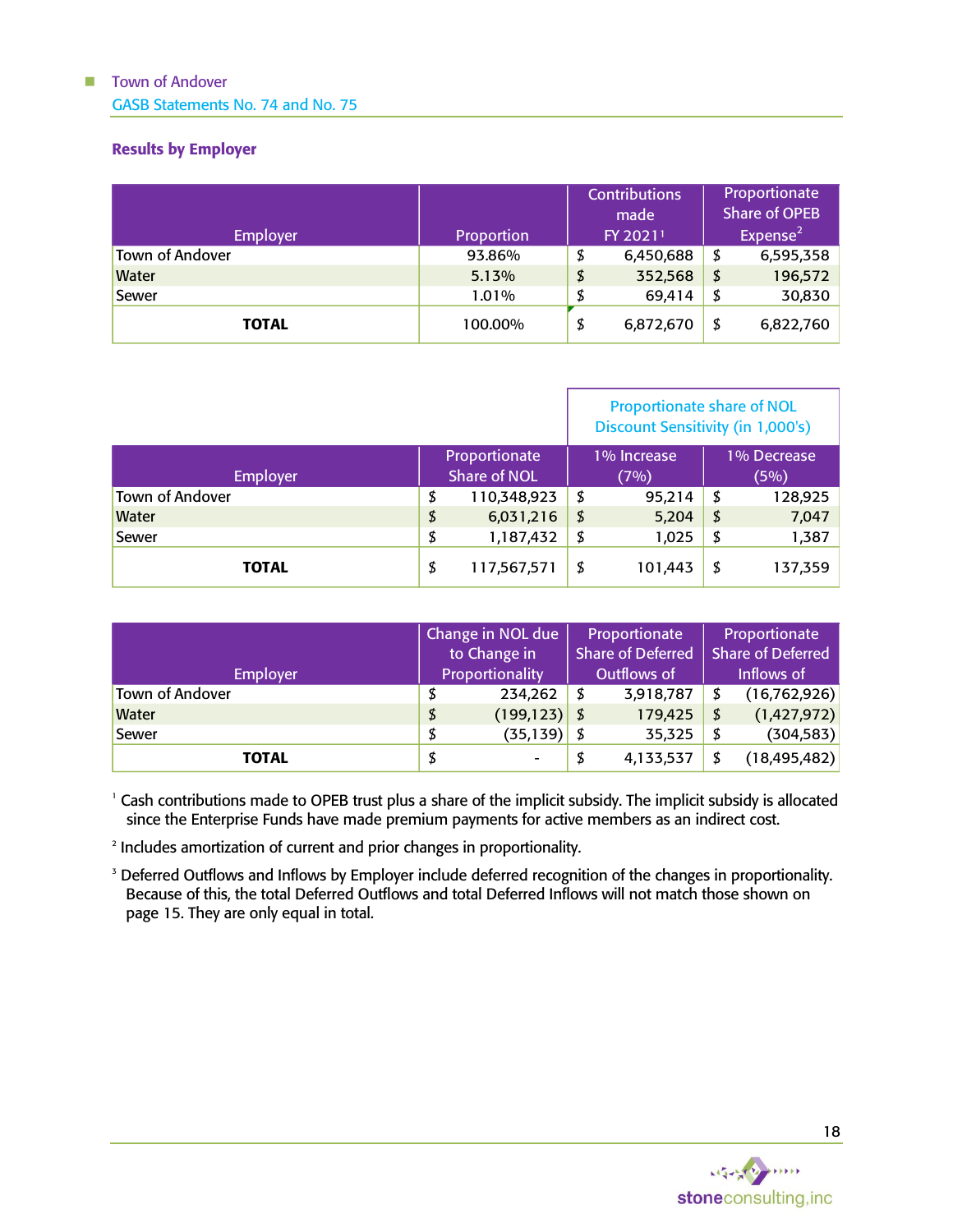## Results by Employer

| Employer | Proportion | Contributions made FY 2021[1] | Proportionate Share of OPEB Expense[2] |
|---|---|---|---|
| Town of Andover | 93.86% | $ 6,450,688 | $ 6,595,358 |
| Water | 5.13% | $ 352,568 | $ 196,572 |
| Sewer | 1.01% | $ 69,414 | $ 30,830 |
| **TOTAL** | 100.00% | $ 6,872,670 | $ 6,822,760 |

| Employer | Proportionate Share of NOL | Proportionate share of NOL Discount Sensitivity (in 1,000's) | |
|---|---|---|---|
| | | 1% Increase (7%) | 1% Decrease (5%) |
| Town of Andover | $ 110,348,923 | $ 95,214 | $ 128,925 |
| Water | $ 6,031,216 | $ 5,204 | $ 7,047 |
| Sewer | $ 1,187,432 | $ 1,025 | $ 1,387 |
| **TOTAL** | $ 117,567,571 | $ 101,443 | $ 137,359 |

| Employer | Change in NOL due to Change in Proportionality | Proportionate Share of Deferred Outflows of | Proportionate Share of Deferred Inflows of |
|---|---|---|---|
| Town of Andover | $ 234,262 | $ 3,918,787 | $ (16,762,926) |
| Water | $ (199,123) | $ 179,425 | $ (1,427,972) |
| Sewer | $ (35,139) | $ 35,325 | $ (304,583) |
| **TOTAL** | $ - | $ 4,133,537 | $ (18,495,482) |

[1] Cash contributions made to OPEB trust plus a share of the implicit subsidy. The implicit subsidy is allocated since the Enterprise Funds have made premium payments for active members as an indirect cost.

[2] Includes amortization of current and prior changes in proportionality.

[3] Deferred Outflows and Inflows by Employer include deferred recognition of the changes in proportionality. Because of this, the total Deferred Outflows and total Deferred Inflows will not match those shown on page 15. They are only equal in total.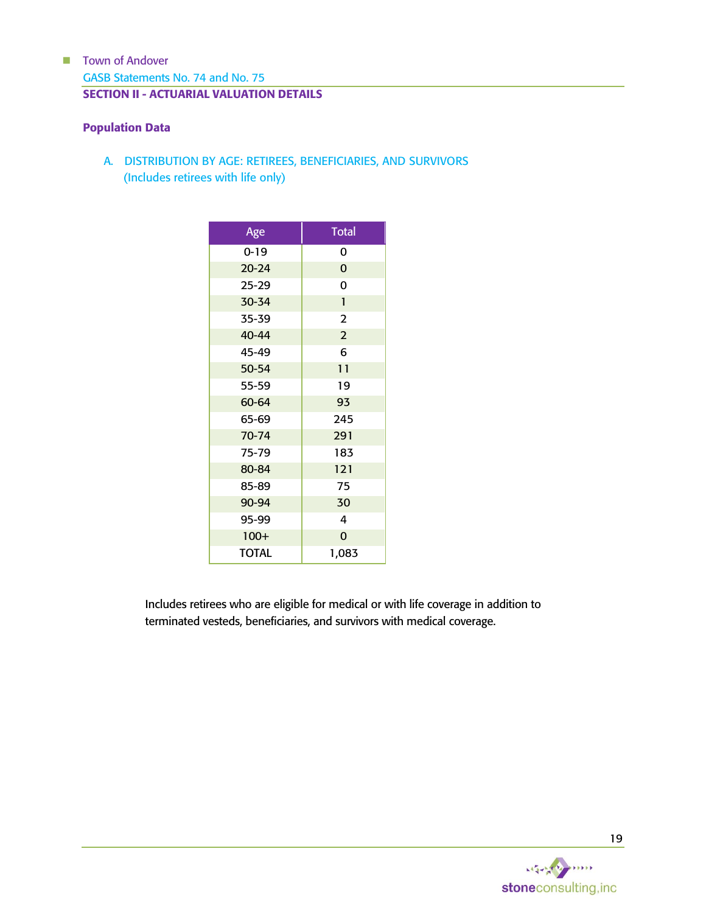## SECTION II - ACTUARIAL VALUATION DETAILS

### Population Data

A. DISTRIBUTION BY AGE: RETIREES, BENEFICIARIES, AND SURVIVORS
(Includes retirees with life only)

| Age | Total |
|---|---|
| 0-19 | 0 |
| 20-24 | 0 |
| 25-29 | 0 |
| 30-34 | 1 |
| 35-39 | 2 |
| 40-44 | 2 |
| 45-49 | 6 |
| 50-54 | 11 |
| 55-59 | 19 |
| 60-64 | 93 |
| 65-69 | 245 |
| 70-74 | 291 |
| 75-79 | 183 |
| 80-84 | 121 |
| 85-89 | 75 |
| 90-94 | 30 |
| 95-99 | 4 |
| 100+ | 0 |
| TOTAL | 1,083 |

Includes retirees who are eligible for medical or with life coverage in addition to terminated vesteds, beneficiaries, and survivors with medical coverage.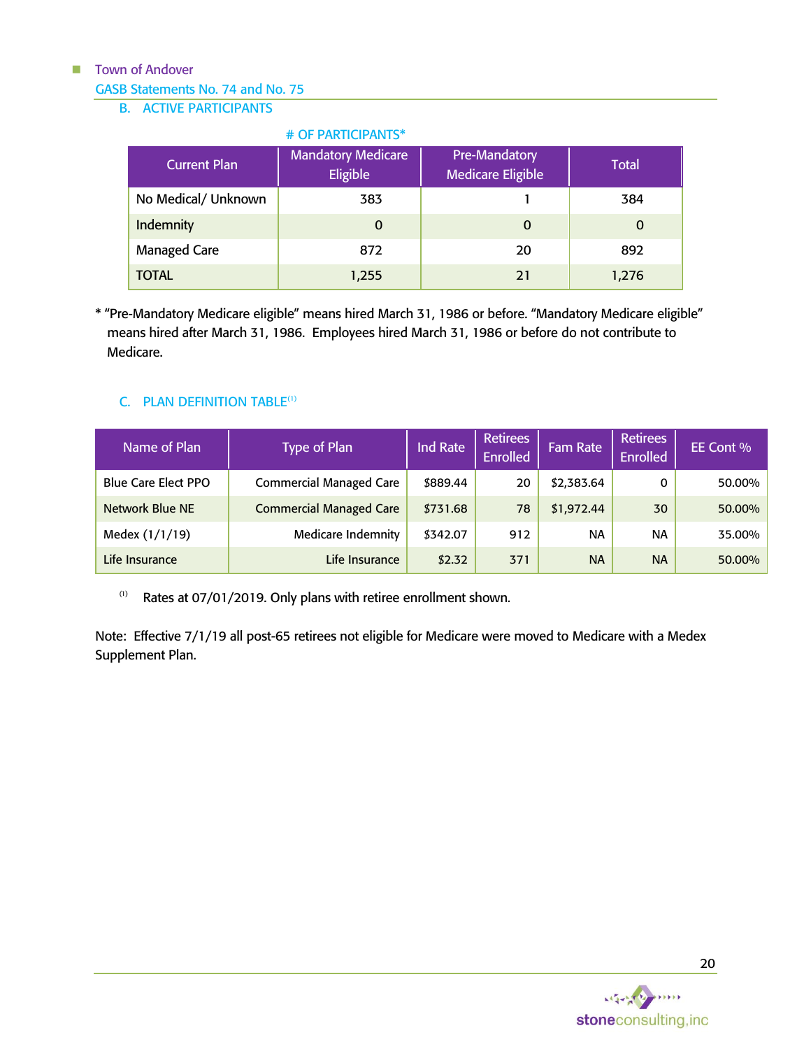### B. ACTIVE PARTICIPANTS

# OF PARTICIPANTS*

| Current Plan | Mandatory Medicare Eligible | Pre-Mandatory Medicare Eligible | Total |
|---|---|---|---|
| No Medical/ Unknown | 383 | 1 | 384 |
| Indemnity | 0 | 0 | 0 |
| Managed Care | 872 | 20 | 892 |
| TOTAL | 1,255 | 21 | 1,276 |

* "Pre-Mandatory Medicare eligible" means hired March 31, 1986 or before. "Mandatory Medicare eligible" means hired after March 31, 1986. Employees hired March 31, 1986 or before do not contribute to Medicare.

### C. PLAN DEFINITION TABLE[1]

| Name of Plan | Type of Plan | Ind Rate | Retirees Enrolled | Fam Rate | Retirees Enrolled | EE Cont % |
|---|---|---|---|---|---|---|
| Blue Care Elect PPO | Commercial Managed Care | $889.44 | 20 | $2,383.64 | 0 | 50.00% |
| Network Blue NE | Commercial Managed Care | $731.68 | 78 | $1,972.44 | 30 | 50.00% |
| Medex (1/1/19) | Medicare Indemnity | $342.07 | 912 | NA | NA | 35.00% |
| Life Insurance | Life Insurance | $2.32 | 371 | NA | NA | 50.00% |

[1] Rates at 07/01/2019. Only plans with retiree enrollment shown.

Note: Effective 7/1/19 all post-65 retirees not eligible for Medicare were moved to Medicare with a Medex Supplement Plan.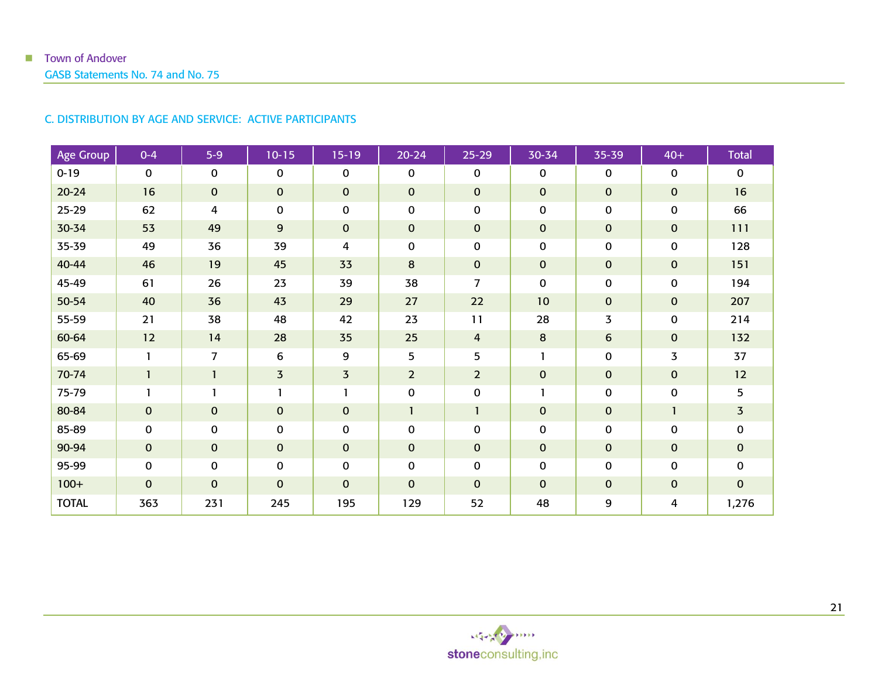## C. DISTRIBUTION BY AGE AND SERVICE: ACTIVE PARTICIPANTS

| Age Group | 0-4 | 5-9 | 10-15 | 15-19 | 20-24 | 25-29 | 30-34 | 35-39 | 40+ | Total |
|---|---|---|---|---|---|---|---|---|---|---|
| 0-19 | 0 | 0 | 0 | 0 | 0 | 0 | 0 | 0 | 0 | 0 |
| 20-24 | 16 | 0 | 0 | 0 | 0 | 0 | 0 | 0 | 0 | 16 |
| 25-29 | 62 | 4 | 0 | 0 | 0 | 0 | 0 | 0 | 0 | 66 |
| 30-34 | 53 | 49 | 9 | 0 | 0 | 0 | 0 | 0 | 0 | 111 |
| 35-39 | 49 | 36 | 39 | 4 | 0 | 0 | 0 | 0 | 0 | 128 |
| 40-44 | 46 | 19 | 45 | 33 | 8 | 0 | 0 | 0 | 0 | 151 |
| 45-49 | 61 | 26 | 23 | 39 | 38 | 7 | 0 | 0 | 0 | 194 |
| 50-54 | 40 | 36 | 43 | 29 | 27 | 22 | 10 | 0 | 0 | 207 |
| 55-59 | 21 | 38 | 48 | 42 | 23 | 11 | 28 | 3 | 0 | 214 |
| 60-64 | 12 | 14 | 28 | 35 | 25 | 4 | 8 | 6 | 0 | 132 |
| 65-69 | 1 | 7 | 6 | 9 | 5 | 5 | 1 | 0 | 3 | 37 |
| 70-74 | 1 | 1 | 3 | 3 | 2 | 2 | 0 | 0 | 0 | 12 |
| 75-79 | 1 | 1 | 1 | 1 | 0 | 0 | 1 | 0 | 0 | 5 |
| 80-84 | 0 | 0 | 0 | 0 | 1 | 1 | 0 | 0 | 1 | 3 |
| 85-89 | 0 | 0 | 0 | 0 | 0 | 0 | 0 | 0 | 0 | 0 |
| 90-94 | 0 | 0 | 0 | 0 | 0 | 0 | 0 | 0 | 0 | 0 |
| 95-99 | 0 | 0 | 0 | 0 | 0 | 0 | 0 | 0 | 0 | 0 |
| 100+ | 0 | 0 | 0 | 0 | 0 | 0 | 0 | 0 | 0 | 0 |
| TOTAL | 363 | 231 | 245 | 195 | 129 | 52 | 48 | 9 | 4 | 1,276 |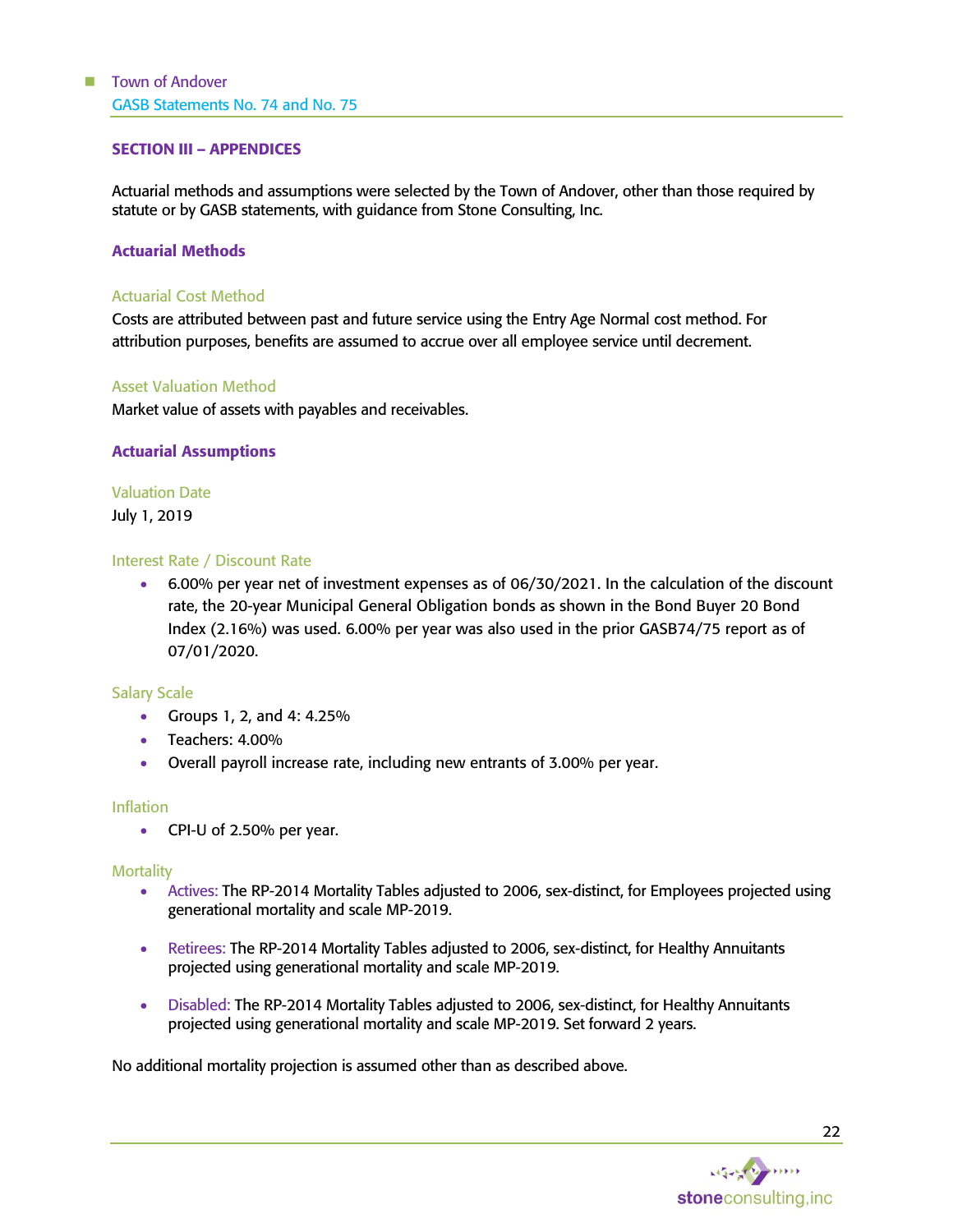## SECTION III – APPENDICES

Actuarial methods and assumptions were selected by the Town of Andover, other than those required by statute or by GASB statements, with guidance from Stone Consulting, Inc.

### Actuarial Methods

#### Actuarial Cost Method

Costs are attributed between past and future service using the Entry Age Normal cost method. For attribution purposes, benefits are assumed to accrue over all employee service until decrement.

#### Asset Valuation Method

Market value of assets with payables and receivables.

### Actuarial Assumptions

#### Valuation Date

July 1, 2019

#### Interest Rate / Discount Rate

- 6.00% per year net of investment expenses as of 06/30/2021. In the calculation of the discount rate, the 20-year Municipal General Obligation bonds as shown in the Bond Buyer 20 Bond Index (2.16%) was used. 6.00% per year was also used in the prior GASB74/75 report as of 07/01/2020.

#### Salary Scale

- Groups 1, 2, and 4: 4.25%
- Teachers: 4.00%
- Overall payroll increase rate, including new entrants of 3.00% per year.

#### Inflation

- CPI-U of 2.50% per year.

#### Mortality

- Actives: The RP-2014 Mortality Tables adjusted to 2006, sex-distinct, for Employees projected using generational mortality and scale MP-2019.
- Retirees: The RP-2014 Mortality Tables adjusted to 2006, sex-distinct, for Healthy Annuitants projected using generational mortality and scale MP-2019.
- Disabled: The RP-2014 Mortality Tables adjusted to 2006, sex-distinct, for Healthy Annuitants projected using generational mortality and scale MP-2019. Set forward 2 years.

No additional mortality projection is assumed other than as described above.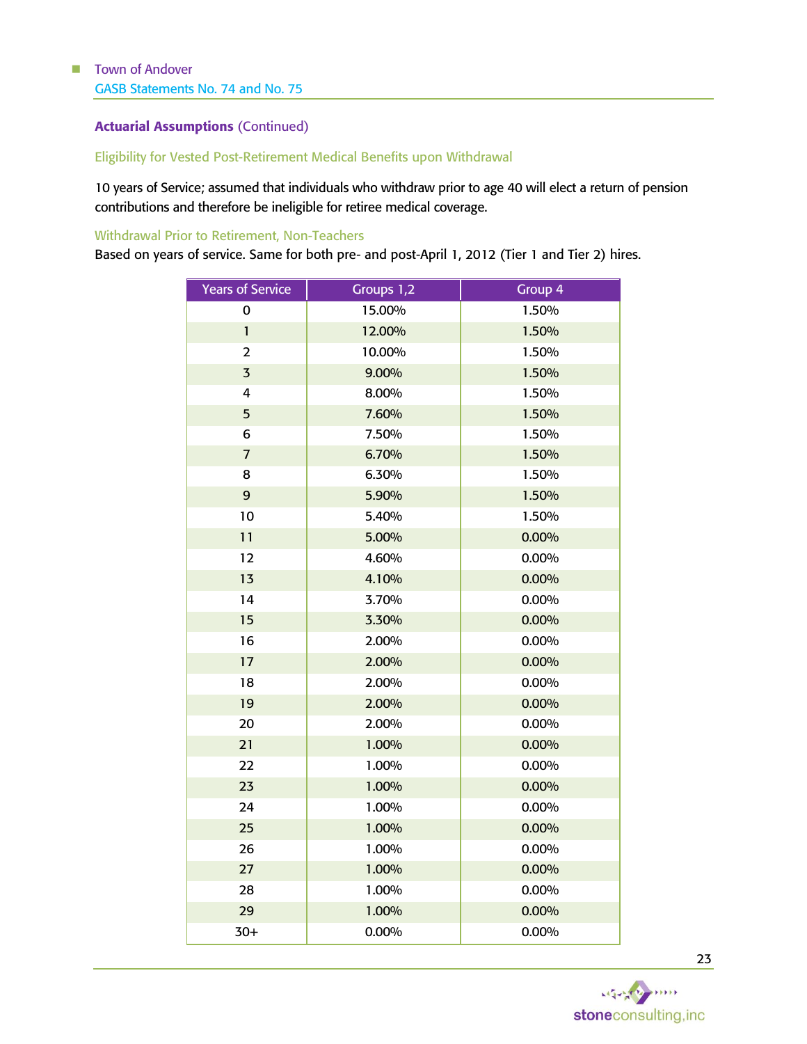### Actuarial Assumptions (Continued)

#### Eligibility for Vested Post-Retirement Medical Benefits upon Withdrawal

10 years of Service; assumed that individuals who withdraw prior to age 40 will elect a return of pension contributions and therefore be ineligible for retiree medical coverage.

#### Withdrawal Prior to Retirement, Non-Teachers

Based on years of service. Same for both pre- and post-April 1, 2012 (Tier 1 and Tier 2) hires.

| Years of Service | Groups 1,2 | Group 4 |
|---|---|---|
| 0 | 15.00% | 1.50% |
| 1 | 12.00% | 1.50% |
| 2 | 10.00% | 1.50% |
| 3 | 9.00% | 1.50% |
| 4 | 8.00% | 1.50% |
| 5 | 7.60% | 1.50% |
| 6 | 7.50% | 1.50% |
| 7 | 6.70% | 1.50% |
| 8 | 6.30% | 1.50% |
| 9 | 5.90% | 1.50% |
| 10 | 5.40% | 1.50% |
| 11 | 5.00% | 0.00% |
| 12 | 4.60% | 0.00% |
| 13 | 4.10% | 0.00% |
| 14 | 3.70% | 0.00% |
| 15 | 3.30% | 0.00% |
| 16 | 2.00% | 0.00% |
| 17 | 2.00% | 0.00% |
| 18 | 2.00% | 0.00% |
| 19 | 2.00% | 0.00% |
| 20 | 2.00% | 0.00% |
| 21 | 1.00% | 0.00% |
| 22 | 1.00% | 0.00% |
| 23 | 1.00% | 0.00% |
| 24 | 1.00% | 0.00% |
| 25 | 1.00% | 0.00% |
| 26 | 1.00% | 0.00% |
| 27 | 1.00% | 0.00% |
| 28 | 1.00% | 0.00% |
| 29 | 1.00% | 0.00% |
| 30+ | 0.00% | 0.00% |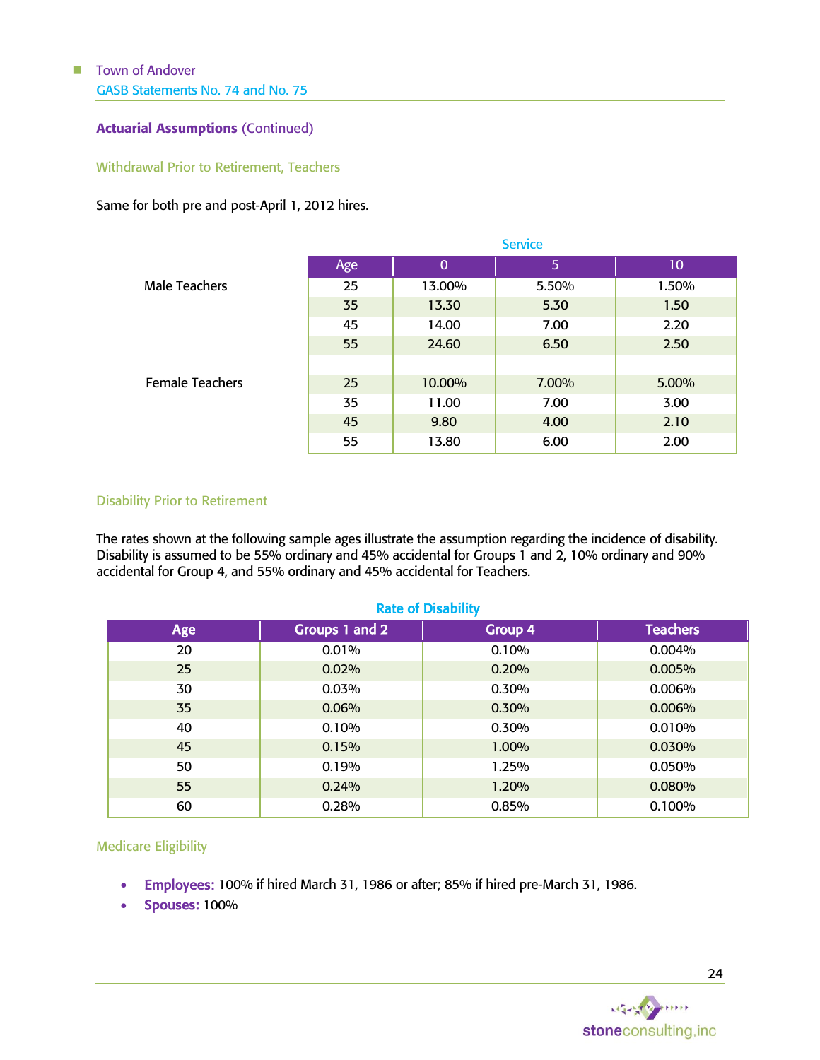**Actuarial Assumptions** (Continued)

### Withdrawal Prior to Retirement, Teachers

Same for both pre and post-April 1, 2012 hires.

| | | Service | | |
|---|---|---|---|---|
| | Age | 0 | 5 | 10 |
| Male Teachers | 25 | 13.00% | 5.50% | 1.50% |
| | 35 | 13.30 | 5.30 | 1.50 |
| | 45 | 14.00 | 7.00 | 2.20 |
| | 55 | 24.60 | 6.50 | 2.50 |
| | | | | |
| Female Teachers | 25 | 10.00% | 7.00% | 5.00% |
| | 35 | 11.00 | 7.00 | 3.00 |
| | 45 | 9.80 | 4.00 | 2.10 |
| | 55 | 13.80 | 6.00 | 2.00 |

### Disability Prior to Retirement

The rates shown at the following sample ages illustrate the assumption regarding the incidence of disability. Disability is assumed to be 55% ordinary and 45% accidental for Groups 1 and 2, 10% ordinary and 90% accidental for Group 4, and 55% ordinary and 45% accidental for Teachers.

**Rate of Disability**

| Age | Groups 1 and 2 | Group 4 | Teachers |
|---|---|---|---|
| 20 | 0.01% | 0.10% | 0.004% |
| 25 | 0.02% | 0.20% | 0.005% |
| 30 | 0.03% | 0.30% | 0.006% |
| 35 | 0.06% | 0.30% | 0.006% |
| 40 | 0.10% | 0.30% | 0.010% |
| 45 | 0.15% | 1.00% | 0.030% |
| 50 | 0.19% | 1.25% | 0.050% |
| 55 | 0.24% | 1.20% | 0.080% |
| 60 | 0.28% | 0.85% | 0.100% |

### Medicare Eligibility

- **Employees:** 100% if hired March 31, 1986 or after; 85% if hired pre-March 31, 1986.
- **Spouses:** 100%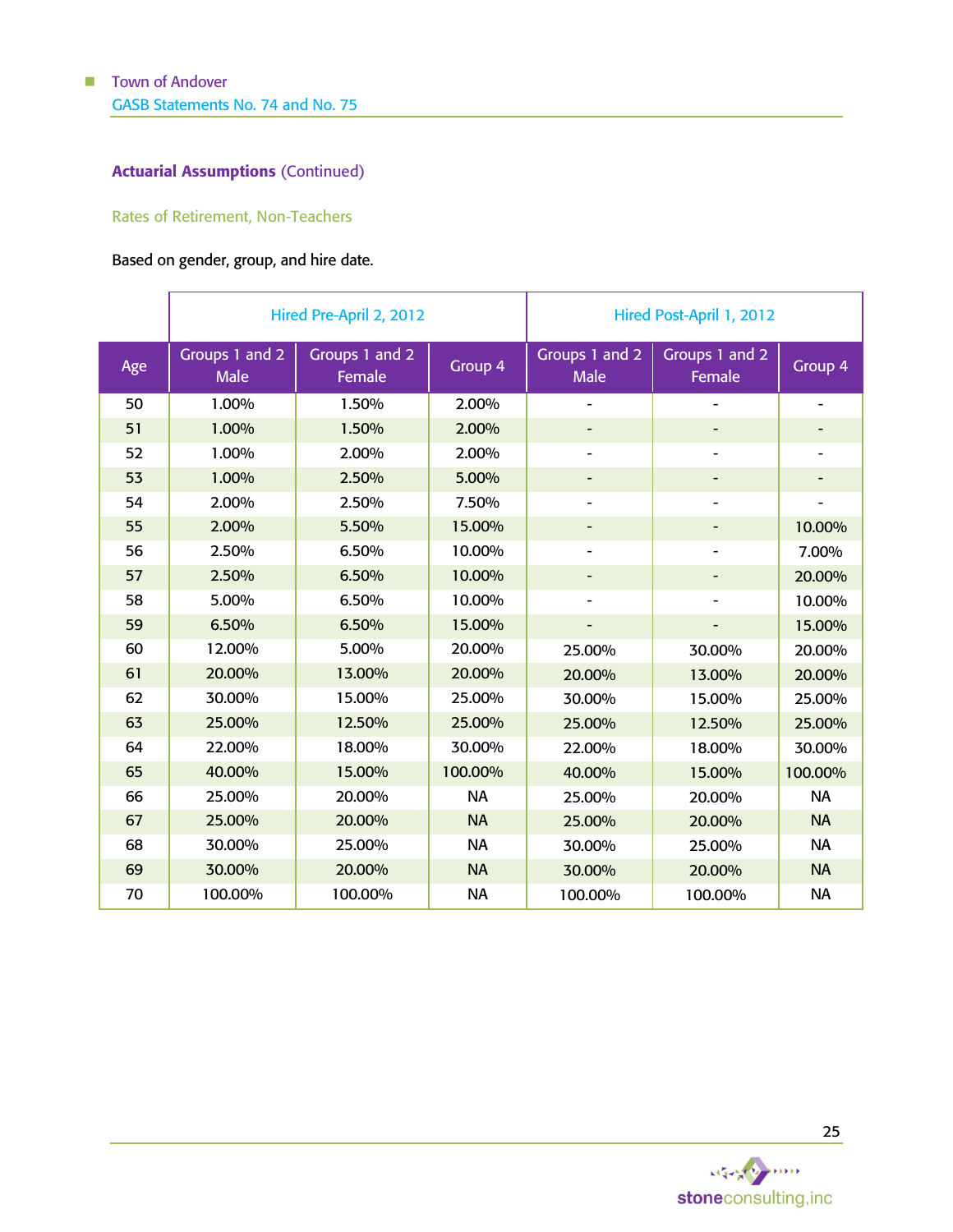**Actuarial Assumptions** (Continued)

Rates of Retirement, Non-Teachers

Based on gender, group, and hire date.

| | Hired Pre-April 2, 2012 | | | Hired Post-April 1, 2012 | | |
|---|---|---|---|---|---|---|
| Age | Groups 1 and 2 Male | Groups 1 and 2 Female | Group 4 | Groups 1 and 2 Male | Groups 1 and 2 Female | Group 4 |
| 50 | 1.00% | 1.50% | 2.00% | - | - | - |
| 51 | 1.00% | 1.50% | 2.00% | - | - | - |
| 52 | 1.00% | 2.00% | 2.00% | - | - | - |
| 53 | 1.00% | 2.50% | 5.00% | - | - | - |
| 54 | 2.00% | 2.50% | 7.50% | - | - | - |
| 55 | 2.00% | 5.50% | 15.00% | - | - | 10.00% |
| 56 | 2.50% | 6.50% | 10.00% | - | - | 7.00% |
| 57 | 2.50% | 6.50% | 10.00% | - | - | 20.00% |
| 58 | 5.00% | 6.50% | 10.00% | - | - | 10.00% |
| 59 | 6.50% | 6.50% | 15.00% | - | - | 15.00% |
| 60 | 12.00% | 5.00% | 20.00% | 25.00% | 30.00% | 20.00% |
| 61 | 20.00% | 13.00% | 20.00% | 20.00% | 13.00% | 20.00% |
| 62 | 30.00% | 15.00% | 25.00% | 30.00% | 15.00% | 25.00% |
| 63 | 25.00% | 12.50% | 25.00% | 25.00% | 12.50% | 25.00% |
| 64 | 22.00% | 18.00% | 30.00% | 22.00% | 18.00% | 30.00% |
| 65 | 40.00% | 15.00% | 100.00% | 40.00% | 15.00% | 100.00% |
| 66 | 25.00% | 20.00% | NA | 25.00% | 20.00% | NA |
| 67 | 25.00% | 20.00% | NA | 25.00% | 20.00% | NA |
| 68 | 30.00% | 25.00% | NA | 30.00% | 25.00% | NA |
| 69 | 30.00% | 20.00% | NA | 30.00% | 20.00% | NA |
| 70 | 100.00% | 100.00% | NA | 100.00% | 100.00% | NA |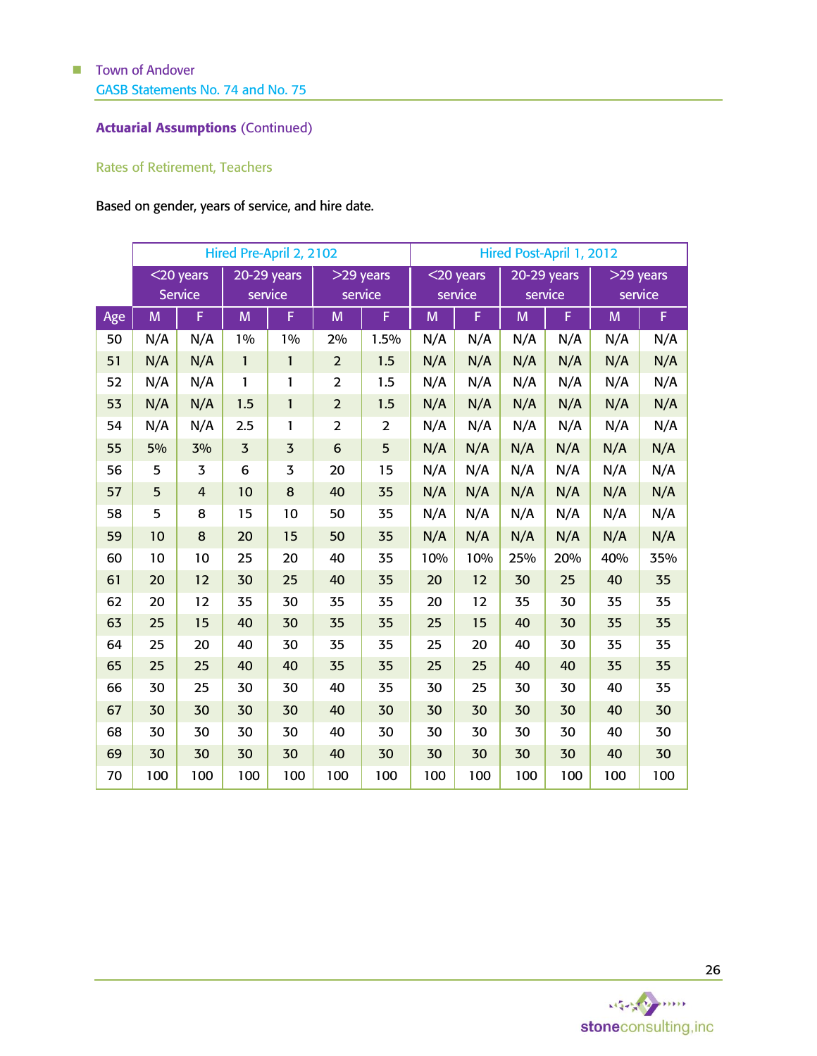## Actuarial Assumptions (Continued)

### Rates of Retirement, Teachers

Based on gender, years of service, and hire date.

| | Hired Pre-April 2, 2102 | | | | | | Hired Post-April 1, 2012 | | | | | |
|---|---|---|---|---|---|---|---|---|---|---|---|---|
| | <20 years Service | | 20-29 years service | | >29 years service | | <20 years service | | 20-29 years service | | >29 years service | |
| Age | M | F | M | F | M | F | M | F | M | F | M | F |
| 50 | N/A | N/A | 1% | 1% | 2% | 1.5% | N/A | N/A | N/A | N/A | N/A | N/A |
| 51 | N/A | N/A | 1 | 1 | 2 | 1.5 | N/A | N/A | N/A | N/A | N/A | N/A |
| 52 | N/A | N/A | 1 | 1 | 2 | 1.5 | N/A | N/A | N/A | N/A | N/A | N/A |
| 53 | N/A | N/A | 1.5 | 1 | 2 | 1.5 | N/A | N/A | N/A | N/A | N/A | N/A |
| 54 | N/A | N/A | 2.5 | 1 | 2 | 2 | N/A | N/A | N/A | N/A | N/A | N/A |
| 55 | 5% | 3% | 3 | 3 | 6 | 5 | N/A | N/A | N/A | N/A | N/A | N/A |
| 56 | 5 | 3 | 6 | 3 | 20 | 15 | N/A | N/A | N/A | N/A | N/A | N/A |
| 57 | 5 | 4 | 10 | 8 | 40 | 35 | N/A | N/A | N/A | N/A | N/A | N/A |
| 58 | 5 | 8 | 15 | 10 | 50 | 35 | N/A | N/A | N/A | N/A | N/A | N/A |
| 59 | 10 | 8 | 20 | 15 | 50 | 35 | N/A | N/A | N/A | N/A | N/A | N/A |
| 60 | 10 | 10 | 25 | 20 | 40 | 35 | 10% | 10% | 25% | 20% | 40% | 35% |
| 61 | 20 | 12 | 30 | 25 | 40 | 35 | 20 | 12 | 30 | 25 | 40 | 35 |
| 62 | 20 | 12 | 35 | 30 | 35 | 35 | 20 | 12 | 35 | 30 | 35 | 35 |
| 63 | 25 | 15 | 40 | 30 | 35 | 35 | 25 | 15 | 40 | 30 | 35 | 35 |
| 64 | 25 | 20 | 40 | 30 | 35 | 35 | 25 | 20 | 40 | 30 | 35 | 35 |
| 65 | 25 | 25 | 40 | 40 | 35 | 35 | 25 | 25 | 40 | 40 | 35 | 35 |
| 66 | 30 | 25 | 30 | 30 | 40 | 35 | 30 | 25 | 30 | 30 | 40 | 35 |
| 67 | 30 | 30 | 30 | 30 | 40 | 30 | 30 | 30 | 30 | 30 | 40 | 30 |
| 68 | 30 | 30 | 30 | 30 | 40 | 30 | 30 | 30 | 30 | 30 | 40 | 30 |
| 69 | 30 | 30 | 30 | 30 | 40 | 30 | 30 | 30 | 30 | 30 | 40 | 30 |
| 70 | 100 | 100 | 100 | 100 | 100 | 100 | 100 | 100 | 100 | 100 | 100 | 100 |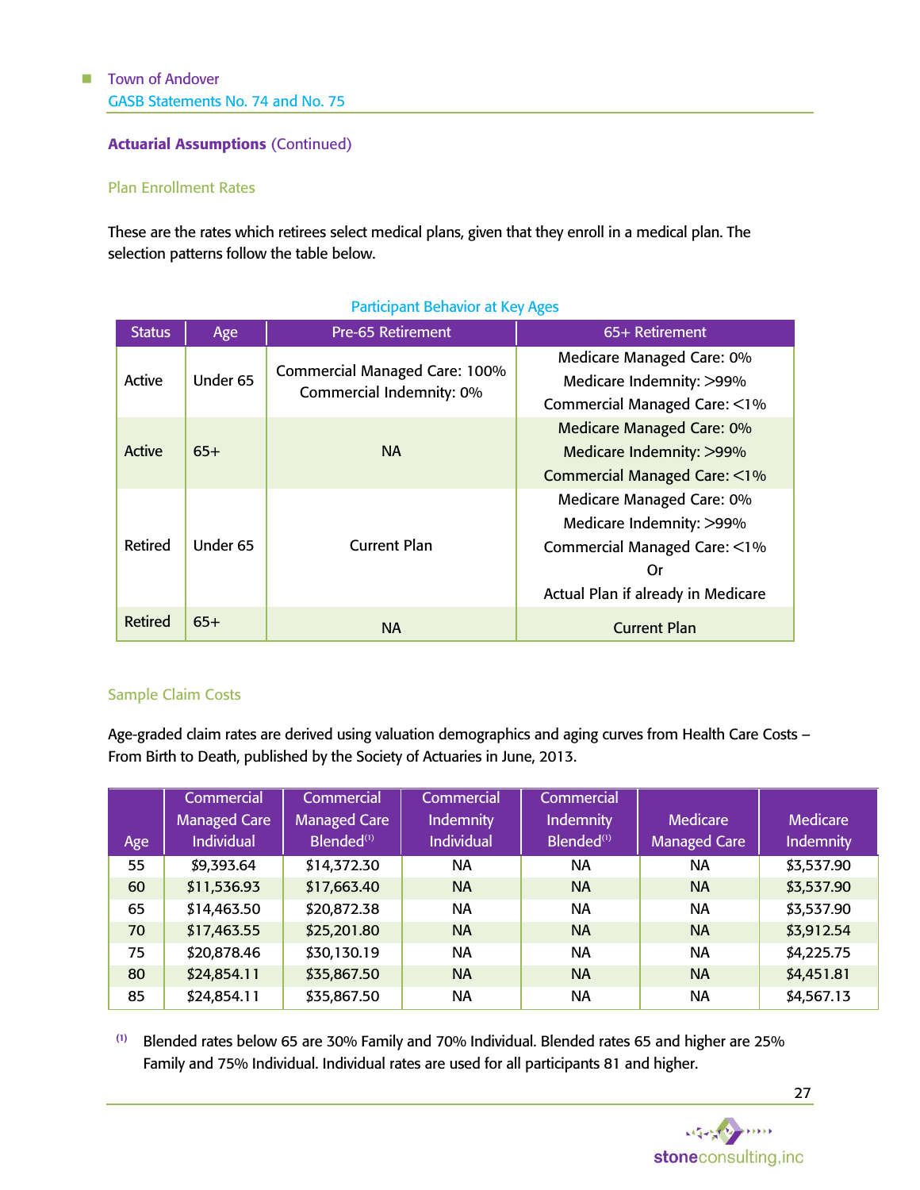## Actuarial Assumptions (Continued)

### Plan Enrollment Rates

These are the rates which retirees select medical plans, given that they enroll in a medical plan. The selection patterns follow the table below.

**Participant Behavior at Key Ages**

| Status | Age | Pre-65 Retirement | 65+ Retirement |
|---|---|---|---|
| Active | Under 65 | Commercial Managed Care: 100%<br>Commercial Indemnity: 0% | Medicare Managed Care: 0%<br>Medicare Indemnity: >99%<br>Commercial Managed Care: <1% |
| Active | 65+ | NA | Medicare Managed Care: 0%<br>Medicare Indemnity: >99%<br>Commercial Managed Care: <1% |
| Retired | Under 65 | Current Plan | Medicare Managed Care: 0%<br>Medicare Indemnity: >99%<br>Commercial Managed Care: <1%<br>Or<br>Actual Plan if already in Medicare |
| Retired | 65+ | NA | Current Plan |

### Sample Claim Costs

Age-graded claim rates are derived using valuation demographics and aging curves from Health Care Costs – From Birth to Death, published by the Society of Actuaries in June, 2013.

| Age | Commercial Managed Care Individual | Commercial Managed Care Blended[1] | Commercial Indemnity Individual | Commercial Indemnity Blended[1] | Medicare Managed Care | Medicare Indemnity |
|---|---|---|---|---|---|---|
| 55 | $9,393.64 | $14,372.30 | NA | NA | NA | $3,537.90 |
| 60 | $11,536.93 | $17,663.40 | NA | NA | NA | $3,537.90 |
| 65 | $14,463.50 | $20,872.38 | NA | NA | NA | $3,537.90 |
| 70 | $17,463.55 | $25,201.80 | NA | NA | NA | $3,912.54 |
| 75 | $20,878.46 | $30,130.19 | NA | NA | NA | $4,225.75 |
| 80 | $24,854.11 | $35,867.50 | NA | NA | NA | $4,451.81 |
| 85 | $24,854.11 | $35,867.50 | NA | NA | NA | $4,567.13 |

[1] Blended rates below 65 are 30% Family and 70% Individual. Blended rates 65 and higher are 25% Family and 75% Individual. Individual rates are used for all participants 81 and higher.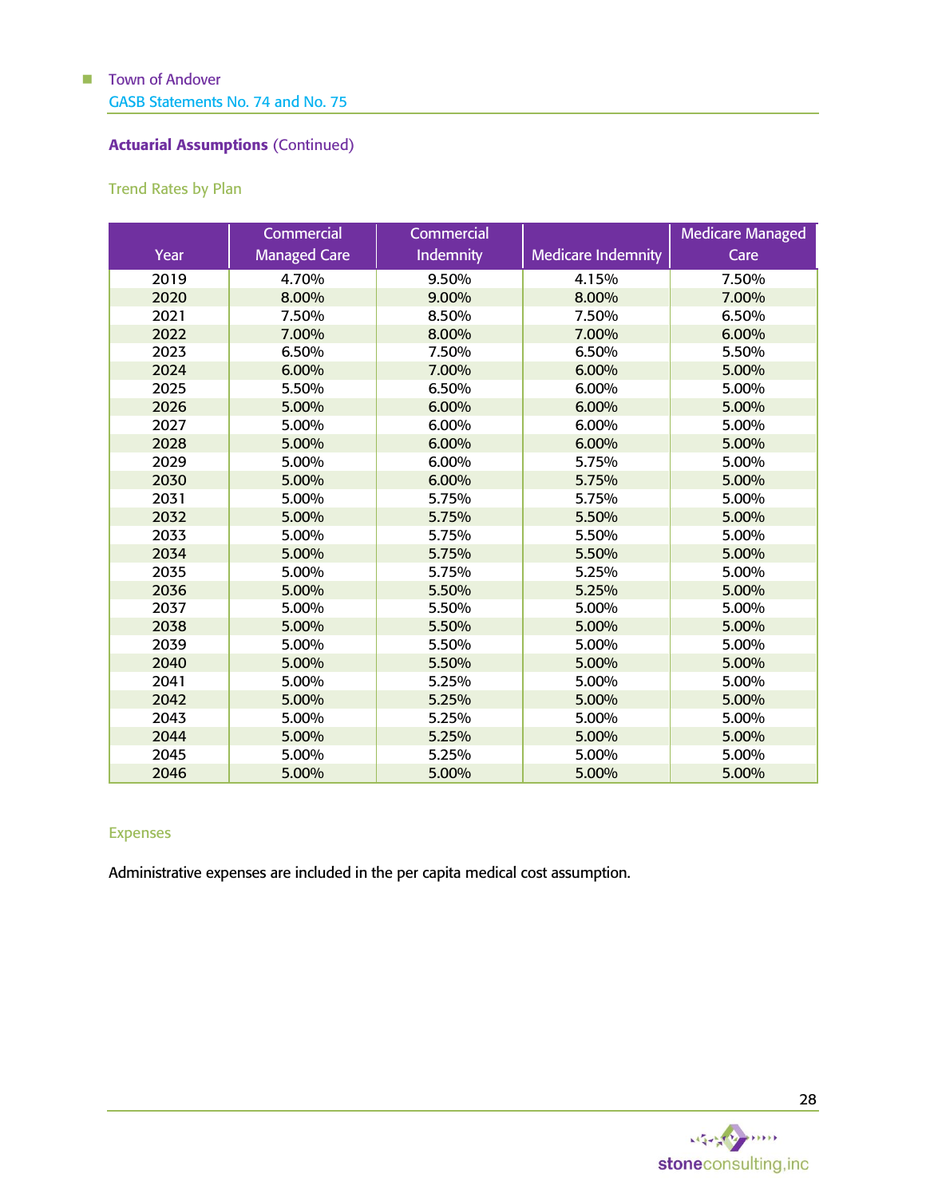## Actuarial Assumptions (Continued)

### Trend Rates by Plan

| Year | Commercial Managed Care | Commercial Indemnity | Medicare Indemnity | Medicare Managed Care |
|---|---|---|---|---|
| 2019 | 4.70% | 9.50% | 4.15% | 7.50% |
| 2020 | 8.00% | 9.00% | 8.00% | 7.00% |
| 2021 | 7.50% | 8.50% | 7.50% | 6.50% |
| 2022 | 7.00% | 8.00% | 7.00% | 6.00% |
| 2023 | 6.50% | 7.50% | 6.50% | 5.50% |
| 2024 | 6.00% | 7.00% | 6.00% | 5.00% |
| 2025 | 5.50% | 6.50% | 6.00% | 5.00% |
| 2026 | 5.00% | 6.00% | 6.00% | 5.00% |
| 2027 | 5.00% | 6.00% | 6.00% | 5.00% |
| 2028 | 5.00% | 6.00% | 6.00% | 5.00% |
| 2029 | 5.00% | 6.00% | 5.75% | 5.00% |
| 2030 | 5.00% | 6.00% | 5.75% | 5.00% |
| 2031 | 5.00% | 5.75% | 5.75% | 5.00% |
| 2032 | 5.00% | 5.75% | 5.50% | 5.00% |
| 2033 | 5.00% | 5.75% | 5.50% | 5.00% |
| 2034 | 5.00% | 5.75% | 5.50% | 5.00% |
| 2035 | 5.00% | 5.75% | 5.25% | 5.00% |
| 2036 | 5.00% | 5.50% | 5.25% | 5.00% |
| 2037 | 5.00% | 5.50% | 5.00% | 5.00% |
| 2038 | 5.00% | 5.50% | 5.00% | 5.00% |
| 2039 | 5.00% | 5.50% | 5.00% | 5.00% |
| 2040 | 5.00% | 5.50% | 5.00% | 5.00% |
| 2041 | 5.00% | 5.25% | 5.00% | 5.00% |
| 2042 | 5.00% | 5.25% | 5.00% | 5.00% |
| 2043 | 5.00% | 5.25% | 5.00% | 5.00% |
| 2044 | 5.00% | 5.25% | 5.00% | 5.00% |
| 2045 | 5.00% | 5.25% | 5.00% | 5.00% |
| 2046 | 5.00% | 5.00% | 5.00% | 5.00% |

### Expenses

Administrative expenses are included in the per capita medical cost assumption.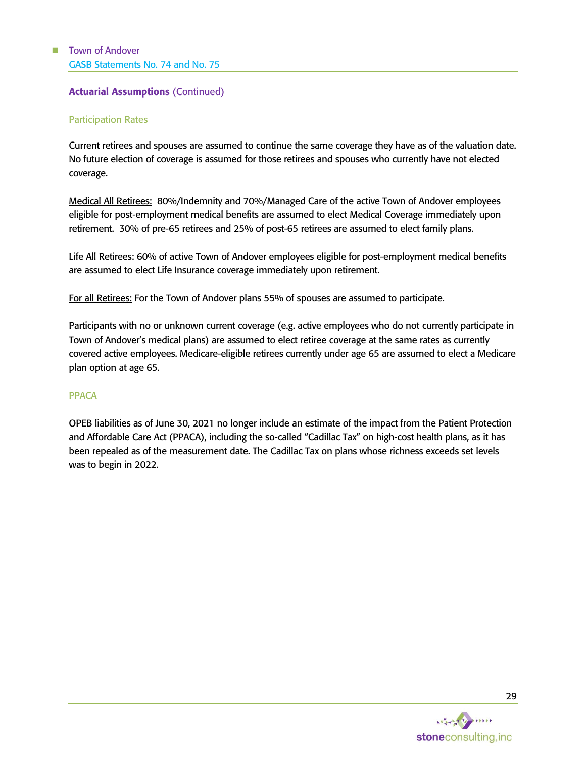## Actuarial Assumptions (Continued)

### Participation Rates

Current retirees and spouses are assumed to continue the same coverage they have as of the valuation date. No future election of coverage is assumed for those retirees and spouses who currently have not elected coverage.

Medical All Retirees: 80%/Indemnity and 70%/Managed Care of the active Town of Andover employees eligible for post-employment medical benefits are assumed to elect Medical Coverage immediately upon retirement. 30% of pre-65 retirees and 25% of post-65 retirees are assumed to elect family plans.

Life All Retirees: 60% of active Town of Andover employees eligible for post-employment medical benefits are assumed to elect Life Insurance coverage immediately upon retirement.

For all Retirees: For the Town of Andover plans 55% of spouses are assumed to participate.

Participants with no or unknown current coverage (e.g. active employees who do not currently participate in Town of Andover's medical plans) are assumed to elect retiree coverage at the same rates as currently covered active employees. Medicare-eligible retirees currently under age 65 are assumed to elect a Medicare plan option at age 65.

### PPACA

OPEB liabilities as of June 30, 2021 no longer include an estimate of the impact from the Patient Protection and Affordable Care Act (PPACA), including the so-called "Cadillac Tax" on high-cost health plans, as it has been repealed as of the measurement date. The Cadillac Tax on plans whose richness exceeds set levels was to begin in 2022.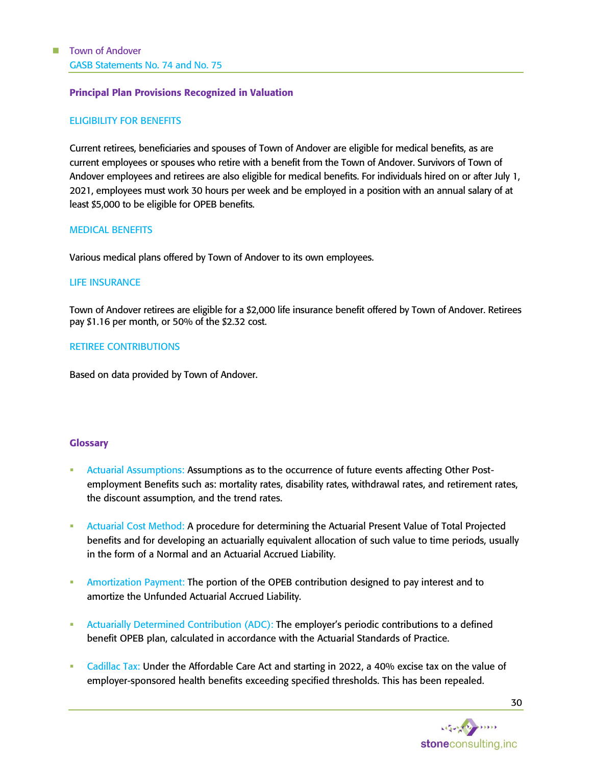## Principal Plan Provisions Recognized in Valuation

### ELIGIBILITY FOR BENEFITS

Current retirees, beneficiaries and spouses of Town of Andover are eligible for medical benefits, as are current employees or spouses who retire with a benefit from the Town of Andover. Survivors of Town of Andover employees and retirees are also eligible for medical benefits. For individuals hired on or after July 1, 2021, employees must work 30 hours per week and be employed in a position with an annual salary of at least $5,000 to be eligible for OPEB benefits.

### MEDICAL BENEFITS

Various medical plans offered by Town of Andover to its own employees.

### LIFE INSURANCE

Town of Andover retirees are eligible for a $2,000 life insurance benefit offered by Town of Andover. Retirees pay $1.16 per month, or 50% of the $2.32 cost.

### RETIREE CONTRIBUTIONS

Based on data provided by Town of Andover.

## Glossary

- Actuarial Assumptions: Assumptions as to the occurrence of future events affecting Other Post-employment Benefits such as: mortality rates, disability rates, withdrawal rates, and retirement rates, the discount assumption, and the trend rates.
- Actuarial Cost Method: A procedure for determining the Actuarial Present Value of Total Projected benefits and for developing an actuarially equivalent allocation of such value to time periods, usually in the form of a Normal and an Actuarial Accrued Liability.
- Amortization Payment: The portion of the OPEB contribution designed to pay interest and to amortize the Unfunded Actuarial Accrued Liability.
- Actuarially Determined Contribution (ADC): The employer's periodic contributions to a defined benefit OPEB plan, calculated in accordance with the Actuarial Standards of Practice.
- Cadillac Tax: Under the Affordable Care Act and starting in 2022, a 40% excise tax on the value of employer-sponsored health benefits exceeding specified thresholds. This has been repealed.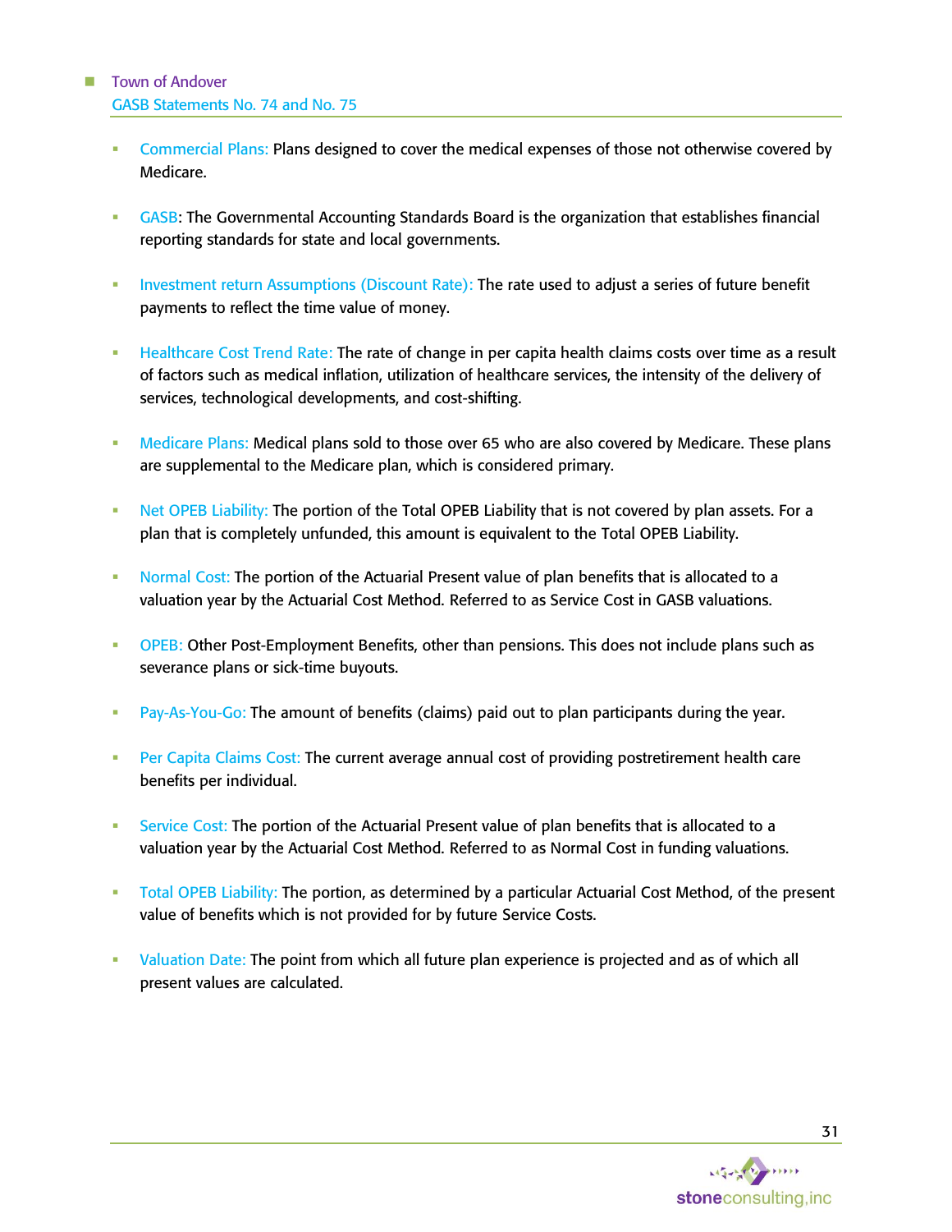- Commercial Plans: Plans designed to cover the medical expenses of those not otherwise covered by Medicare.

- GASB: The Governmental Accounting Standards Board is the organization that establishes financial reporting standards for state and local governments.

- Investment return Assumptions (Discount Rate): The rate used to adjust a series of future benefit payments to reflect the time value of money.

- Healthcare Cost Trend Rate: The rate of change in per capita health claims costs over time as a result of factors such as medical inflation, utilization of healthcare services, the intensity of the delivery of services, technological developments, and cost-shifting.

- Medicare Plans: Medical plans sold to those over 65 who are also covered by Medicare. These plans are supplemental to the Medicare plan, which is considered primary.

- Net OPEB Liability: The portion of the Total OPEB Liability that is not covered by plan assets. For a plan that is completely unfunded, this amount is equivalent to the Total OPEB Liability.

- Normal Cost: The portion of the Actuarial Present value of plan benefits that is allocated to a valuation year by the Actuarial Cost Method. Referred to as Service Cost in GASB valuations.

- OPEB: Other Post-Employment Benefits, other than pensions. This does not include plans such as severance plans or sick-time buyouts.

- Pay-As-You-Go: The amount of benefits (claims) paid out to plan participants during the year.

- Per Capita Claims Cost: The current average annual cost of providing postretirement health care benefits per individual.

- Service Cost: The portion of the Actuarial Present value of plan benefits that is allocated to a valuation year by the Actuarial Cost Method. Referred to as Normal Cost in funding valuations.

- Total OPEB Liability: The portion, as determined by a particular Actuarial Cost Method, of the present value of benefits which is not provided for by future Service Costs.

- Valuation Date: The point from which all future plan experience is projected and as of which all present values are calculated.